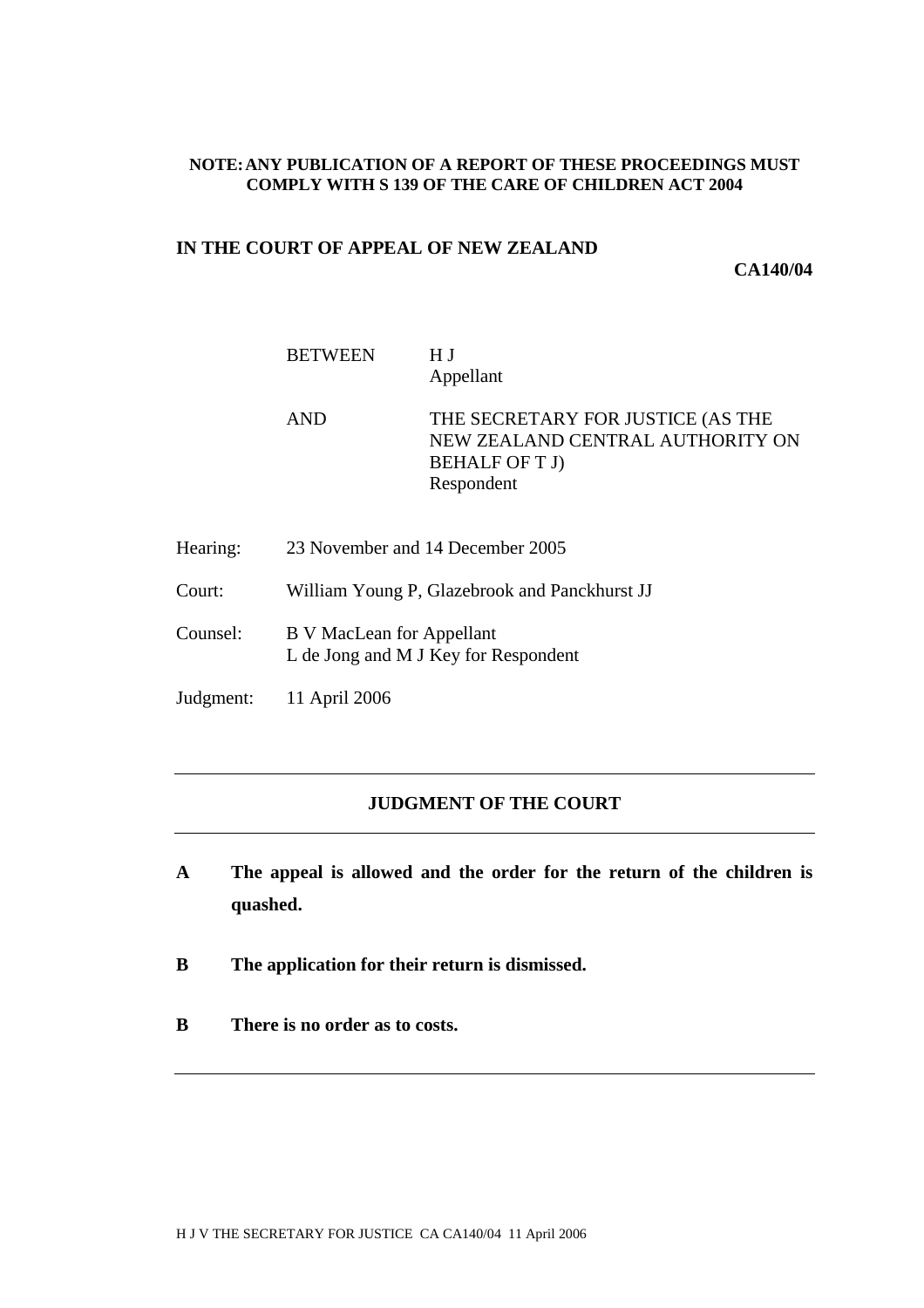**NOTE: ANY PUBLICATION OF A REPORT OF THESE PROCEEDINGS MUST COMPLY WITH S 139 OF THE CARE OF CHILDREN ACT 2004**

**IN THE COURT OF APPEAL OF NEW ZEALAND**

**CA140/04**

| | |
|---|---|
| BETWEEN | H J<br>Appellant |
| AND | THE SECRETARY FOR JUSTICE (AS THE NEW ZEALAND CENTRAL AUTHORITY ON BEHALF OF T J)<br>Respondent |

| | |
|---|---|
| Hearing: | 23 November and 14 December 2005 |
| Court: | William Young P, Glazebrook and Panckhurst JJ |
| Counsel: | B V MacLean for Appellant<br>L de Jong and M J Key for Respondent |
| Judgment: | 11 April 2006 |

---

## JUDGMENT OF THE COURT

---

**A The appeal is allowed and the order for the return of the children is quashed.**

**B The application for their return is dismissed.**

**B There is no order as to costs.**

---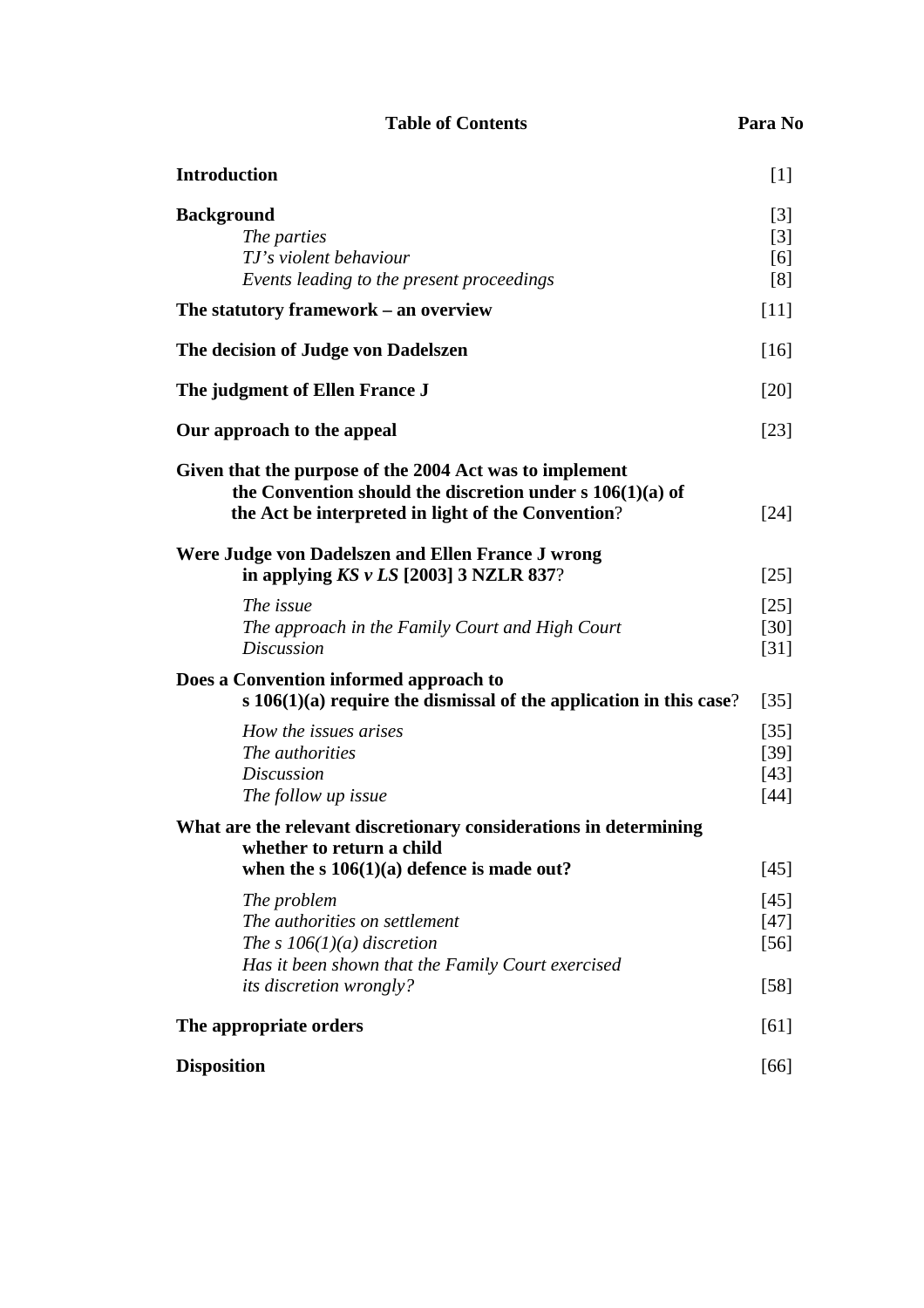| **Table of Contents** | **Para No** |
|---|---|
| **Introduction** | [1] |
| **Background** | [3] |
| *The parties* | [3] |
| *TJ's violent behaviour* | [6] |
| *Events leading to the present proceedings* | [8] |
| **The statutory framework – an overview** | [11] |
| **The decision of Judge von Dadelszen** | [16] |
| **The judgment of Ellen France J** | [20] |
| **Our approach to the appeal** | [23] |
| **Given that the purpose of the 2004 Act was to implement the Convention should the discretion under s 106(1)(a) of the Act be interpreted in light of the Convention**? | [24] |
| **Were Judge von Dadelszen and Ellen France J wrong in applying *KS v LS* [2003] 3 NZLR 837**? | [25] |
| *The issue* | [25] |
| *The approach in the Family Court and High Court* | [30] |
| *Discussion* | [31] |
| **Does a Convention informed approach to s 106(1)(a) require the dismissal of the application in this case**? | [35] |
| *How the issues arises* | [35] |
| *The authorities* | [39] |
| *Discussion* | [43] |
| *The follow up issue* | [44] |
| **What are the relevant discretionary considerations in determining whether to return a child when the s 106(1)(a) defence is made out?** | [45] |
| *The problem* | [45] |
| *The authorities on settlement* | [47] |
| *The s 106(1)(a) discretion* | [56] |
| *Has it been shown that the Family Court exercised its discretion wrongly?* | [58] |
| **The appropriate orders** | [61] |
| **Disposition** | [66] |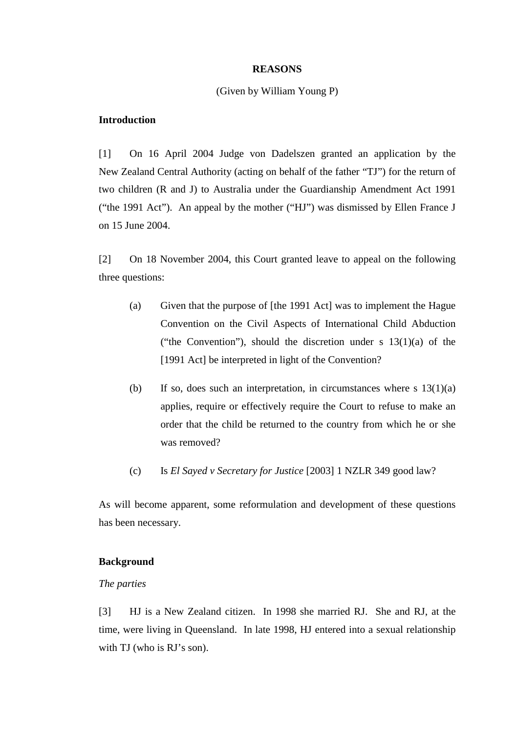**REASONS**

(Given by William Young P)

**Introduction**

[1] On 16 April 2004 Judge von Dadelszen granted an application by the New Zealand Central Authority (acting on behalf of the father "TJ") for the return of two children (R and J) to Australia under the Guardianship Amendment Act 1991 ("the 1991 Act"). An appeal by the mother ("HJ") was dismissed by Ellen France J on 15 June 2004.

[2] On 18 November 2004, this Court granted leave to appeal on the following three questions:

(a) Given that the purpose of [the 1991 Act] was to implement the Hague Convention on the Civil Aspects of International Child Abduction ("the Convention"), should the discretion under s 13(1)(a) of the [1991 Act] be interpreted in light of the Convention?

(b) If so, does such an interpretation, in circumstances where s 13(1)(a) applies, require or effectively require the Court to refuse to make an order that the child be returned to the country from which he or she was removed?

(c) Is *El Sayed v Secretary for Justice* [2003] 1 NZLR 349 good law?

As will become apparent, some reformulation and development of these questions has been necessary.

**Background**

*The parties*

[3] HJ is a New Zealand citizen. In 1998 she married RJ. She and RJ, at the time, were living in Queensland. In late 1998, HJ entered into a sexual relationship with TJ (who is RJ's son).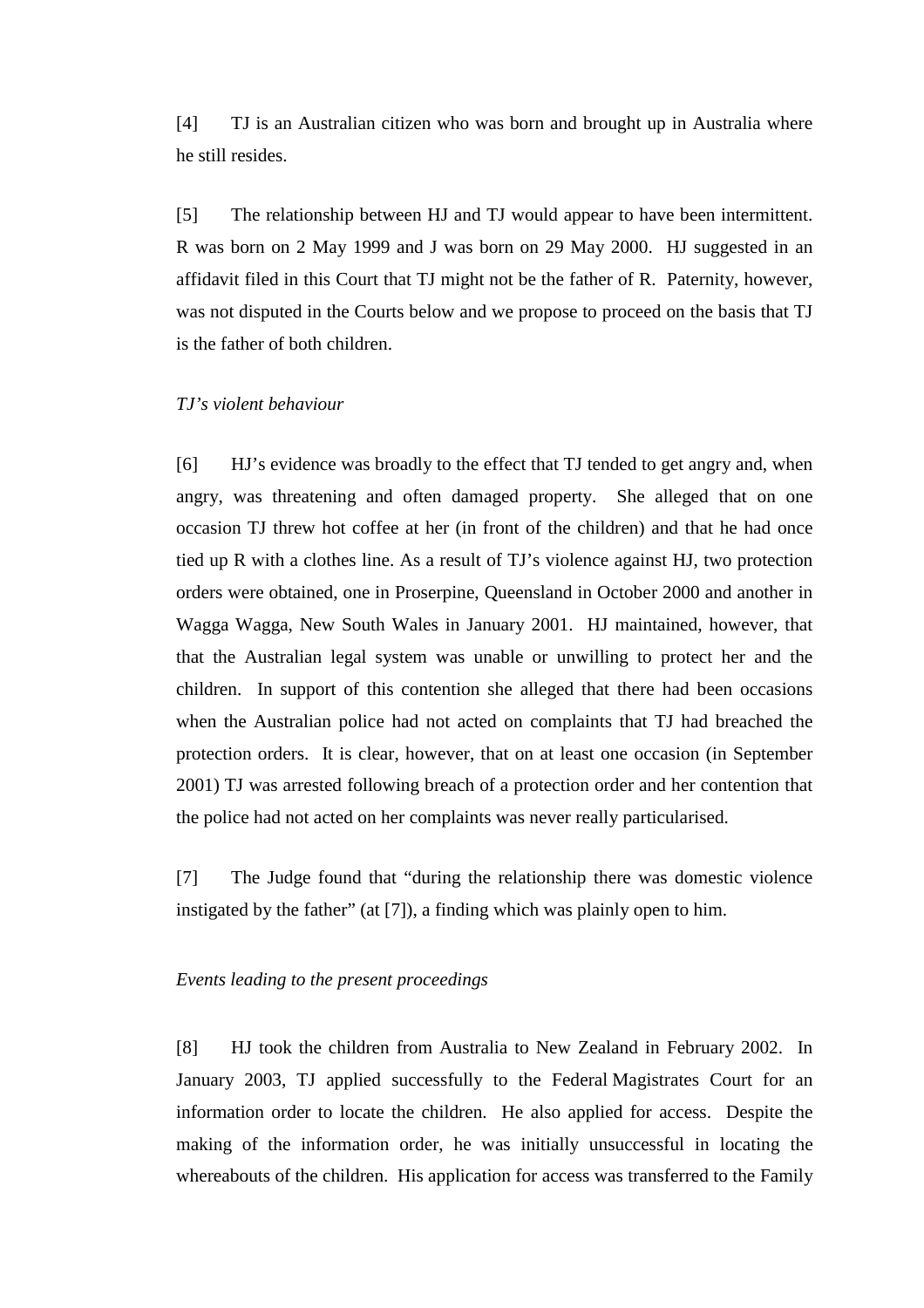[4] TJ is an Australian citizen who was born and brought up in Australia where he still resides.

[5] The relationship between HJ and TJ would appear to have been intermittent. R was born on 2 May 1999 and J was born on 29 May 2000. HJ suggested in an affidavit filed in this Court that TJ might not be the father of R. Paternity, however, was not disputed in the Courts below and we propose to proceed on the basis that TJ is the father of both children.

*TJ's violent behaviour*

[6] HJ's evidence was broadly to the effect that TJ tended to get angry and, when angry, was threatening and often damaged property. She alleged that on one occasion TJ threw hot coffee at her (in front of the children) and that he had once tied up R with a clothes line. As a result of TJ's violence against HJ, two protection orders were obtained, one in Proserpine, Queensland in October 2000 and another in Wagga Wagga, New South Wales in January 2001. HJ maintained, however, that that the Australian legal system was unable or unwilling to protect her and the children. In support of this contention she alleged that there had been occasions when the Australian police had not acted on complaints that TJ had breached the protection orders. It is clear, however, that on at least one occasion (in September 2001) TJ was arrested following breach of a protection order and her contention that the police had not acted on her complaints was never really particularised.

[7] The Judge found that "during the relationship there was domestic violence instigated by the father" (at [7]), a finding which was plainly open to him.

*Events leading to the present proceedings*

[8] HJ took the children from Australia to New Zealand in February 2002. In January 2003, TJ applied successfully to the Federal Magistrates Court for an information order to locate the children. He also applied for access. Despite the making of the information order, he was initially unsuccessful in locating the whereabouts of the children. His application for access was transferred to the Family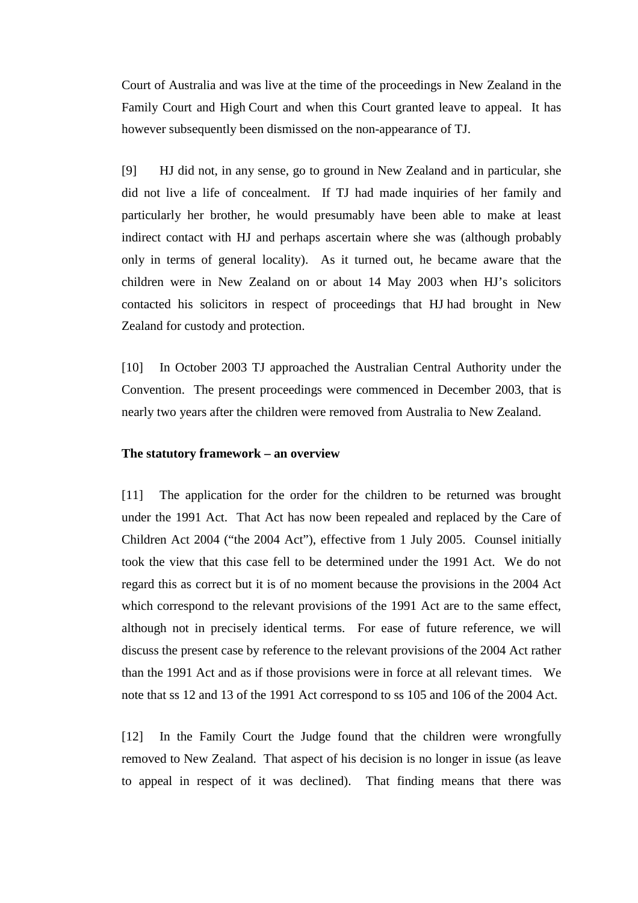Court of Australia and was live at the time of the proceedings in New Zealand in the Family Court and High Court and when this Court granted leave to appeal. It has however subsequently been dismissed on the non-appearance of TJ.

[9] HJ did not, in any sense, go to ground in New Zealand and in particular, she did not live a life of concealment. If TJ had made inquiries of her family and particularly her brother, he would presumably have been able to make at least indirect contact with HJ and perhaps ascertain where she was (although probably only in terms of general locality). As it turned out, he became aware that the children were in New Zealand on or about 14 May 2003 when HJ's solicitors contacted his solicitors in respect of proceedings that HJ had brought in New Zealand for custody and protection.

[10] In October 2003 TJ approached the Australian Central Authority under the Convention. The present proceedings were commenced in December 2003, that is nearly two years after the children were removed from Australia to New Zealand.

**The statutory framework – an overview**

[11] The application for the order for the children to be returned was brought under the 1991 Act. That Act has now been repealed and replaced by the Care of Children Act 2004 ("the 2004 Act"), effective from 1 July 2005. Counsel initially took the view that this case fell to be determined under the 1991 Act. We do not regard this as correct but it is of no moment because the provisions in the 2004 Act which correspond to the relevant provisions of the 1991 Act are to the same effect, although not in precisely identical terms. For ease of future reference, we will discuss the present case by reference to the relevant provisions of the 2004 Act rather than the 1991 Act and as if those provisions were in force at all relevant times. We note that ss 12 and 13 of the 1991 Act correspond to ss 105 and 106 of the 2004 Act.

[12] In the Family Court the Judge found that the children were wrongfully removed to New Zealand. That aspect of his decision is no longer in issue (as leave to appeal in respect of it was declined). That finding means that there was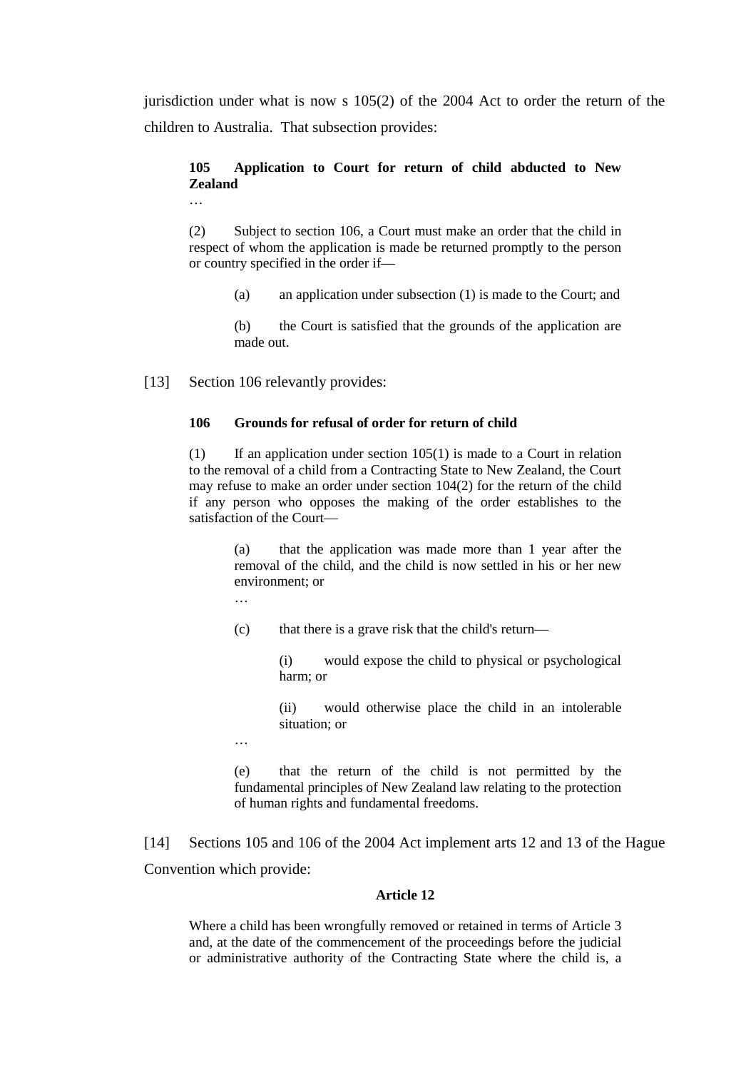jurisdiction under what is now s 105(2) of the 2004 Act to order the return of the children to Australia. That subsection provides:

> **105 Application to Court for return of child abducted to New Zealand**
>
> …
>
> (2) Subject to section 106, a Court must make an order that the child in respect of whom the application is made be returned promptly to the person or country specified in the order if—
>
> (a) an application under subsection (1) is made to the Court; and
>
> (b) the Court is satisfied that the grounds of the application are made out.

[13] Section 106 relevantly provides:

> **106 Grounds for refusal of order for return of child**
>
> (1) If an application under section 105(1) is made to a Court in relation to the removal of a child from a Contracting State to New Zealand, the Court may refuse to make an order under section 104(2) for the return of the child if any person who opposes the making of the order establishes to the satisfaction of the Court—
>
> (a) that the application was made more than 1 year after the removal of the child, and the child is now settled in his or her new environment; or
>
> …
>
> (c) that there is a grave risk that the child's return—
>
> (i) would expose the child to physical or psychological harm; or
>
> (ii) would otherwise place the child in an intolerable situation; or
>
> …
>
> (e) that the return of the child is not permitted by the fundamental principles of New Zealand law relating to the protection of human rights and fundamental freedoms.

[14] Sections 105 and 106 of the 2004 Act implement arts 12 and 13 of the Hague Convention which provide:

> **Article 12**
>
> Where a child has been wrongfully removed or retained in terms of Article 3 and, at the date of the commencement of the proceedings before the judicial or administrative authority of the Contracting State where the child is, a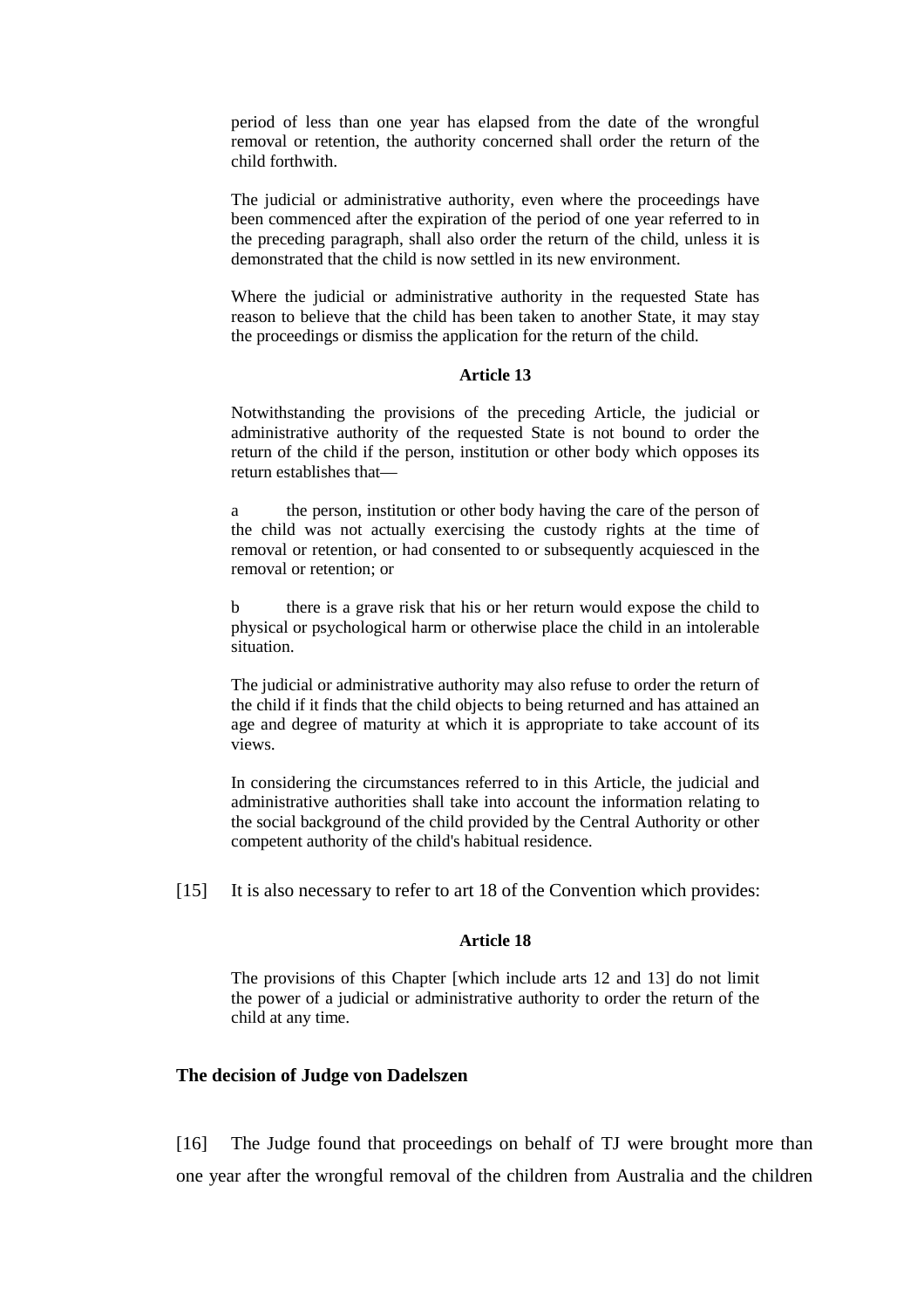period of less than one year has elapsed from the date of the wrongful removal or retention, the authority concerned shall order the return of the child forthwith.

> The judicial or administrative authority, even where the proceedings have been commenced after the expiration of the period of one year referred to in the preceding paragraph, shall also order the return of the child, unless it is demonstrated that the child is now settled in its new environment.
>
> Where the judicial or administrative authority in the requested State has reason to believe that the child has been taken to another State, it may stay the proceedings or dismiss the application for the return of the child.
>
> **Article 13**
>
> Notwithstanding the provisions of the preceding Article, the judicial or administrative authority of the requested State is not bound to order the return of the child if the person, institution or other body which opposes its return establishes that—
>
> a the person, institution or other body having the care of the person of the child was not actually exercising the custody rights at the time of removal or retention, or had consented to or subsequently acquiesced in the removal or retention; or
>
> b there is a grave risk that his or her return would expose the child to physical or psychological harm or otherwise place the child in an intolerable situation.
>
> The judicial or administrative authority may also refuse to order the return of the child if it finds that the child objects to being returned and has attained an age and degree of maturity at which it is appropriate to take account of its views.
>
> In considering the circumstances referred to in this Article, the judicial and administrative authorities shall take into account the information relating to the social background of the child provided by the Central Authority or other competent authority of the child's habitual residence.

[15] It is also necessary to refer to art 18 of the Convention which provides:

> **Article 18**
>
> The provisions of this Chapter [which include arts 12 and 13] do not limit the power of a judicial or administrative authority to order the return of the child at any time.

**The decision of Judge von Dadelszen**

[16] The Judge found that proceedings on behalf of TJ were brought more than one year after the wrongful removal of the children from Australia and the children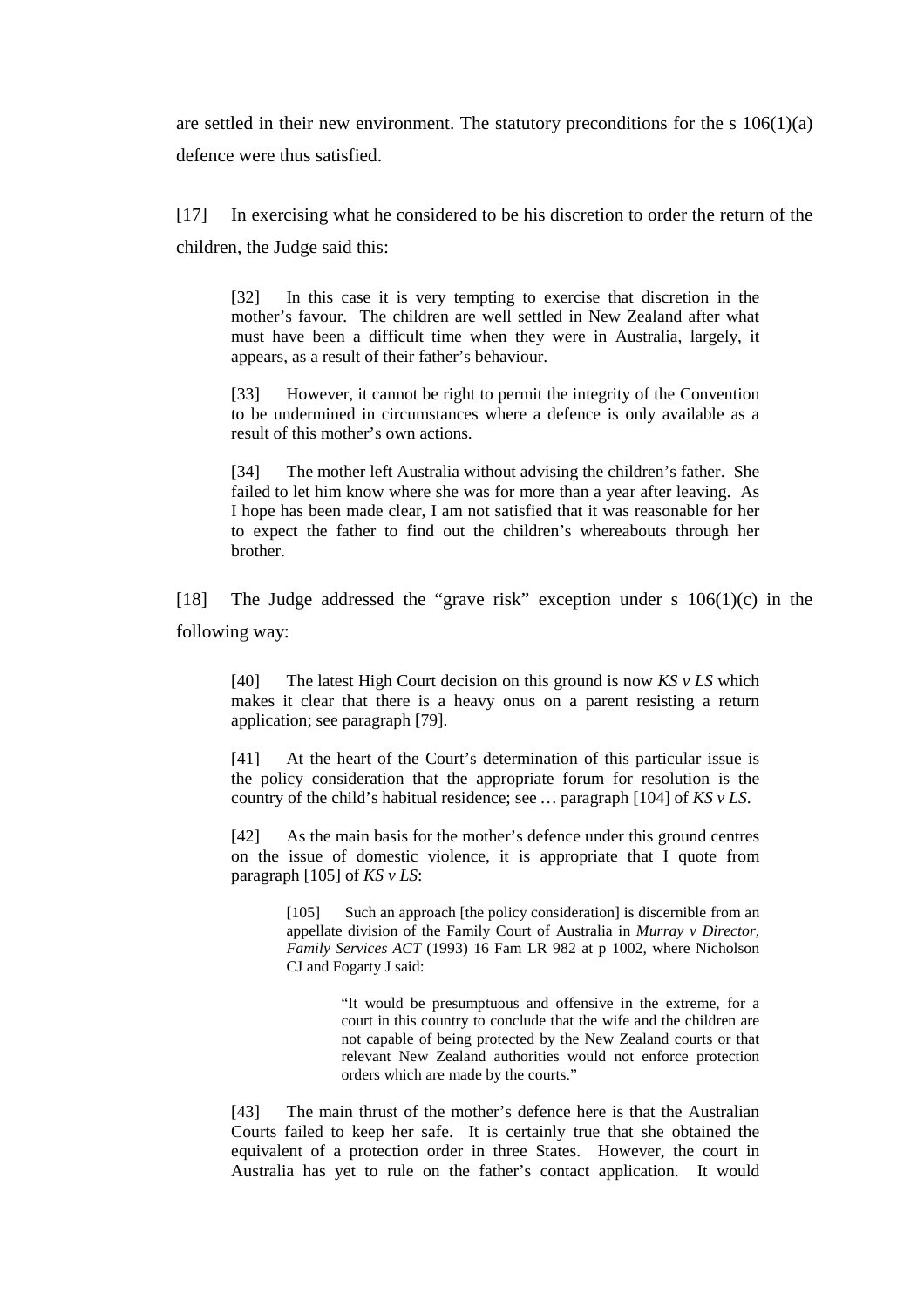are settled in their new environment. The statutory preconditions for the s 106(1)(a) defence were thus satisfied.

[17] In exercising what he considered to be his discretion to order the return of the children, the Judge said this:

> [32] In this case it is very tempting to exercise that discretion in the mother's favour. The children are well settled in New Zealand after what must have been a difficult time when they were in Australia, largely, it appears, as a result of their father's behaviour.
>
> [33] However, it cannot be right to permit the integrity of the Convention to be undermined in circumstances where a defence is only available as a result of this mother's own actions.
>
> [34] The mother left Australia without advising the children's father. She failed to let him know where she was for more than a year after leaving. As I hope has been made clear, I am not satisfied that it was reasonable for her to expect the father to find out the children's whereabouts through her brother.

[18] The Judge addressed the "grave risk" exception under s 106(1)(c) in the following way:

> [40] The latest High Court decision on this ground is now *KS v LS* which makes it clear that there is a heavy onus on a parent resisting a return application; see paragraph [79].
>
> [41] At the heart of the Court's determination of this particular issue is the policy consideration that the appropriate forum for resolution is the country of the child's habitual residence; see … paragraph [104] of *KS v LS*.
>
> [42] As the main basis for the mother's defence under this ground centres on the issue of domestic violence, it is appropriate that I quote from paragraph [105] of *KS v LS*:
>
> > [105] Such an approach [the policy consideration] is discernible from an appellate division of the Family Court of Australia in *Murray v Director, Family Services ACT* (1993) 16 Fam LR 982 at p 1002, where Nicholson CJ and Fogarty J said:
> >
> > > "It would be presumptuous and offensive in the extreme, for a court in this country to conclude that the wife and the children are not capable of being protected by the New Zealand courts or that relevant New Zealand authorities would not enforce protection orders which are made by the courts."
>
> [43] The main thrust of the mother's defence here is that the Australian Courts failed to keep her safe. It is certainly true that she obtained the equivalent of a protection order in three States. However, the court in Australia has yet to rule on the father's contact application. It would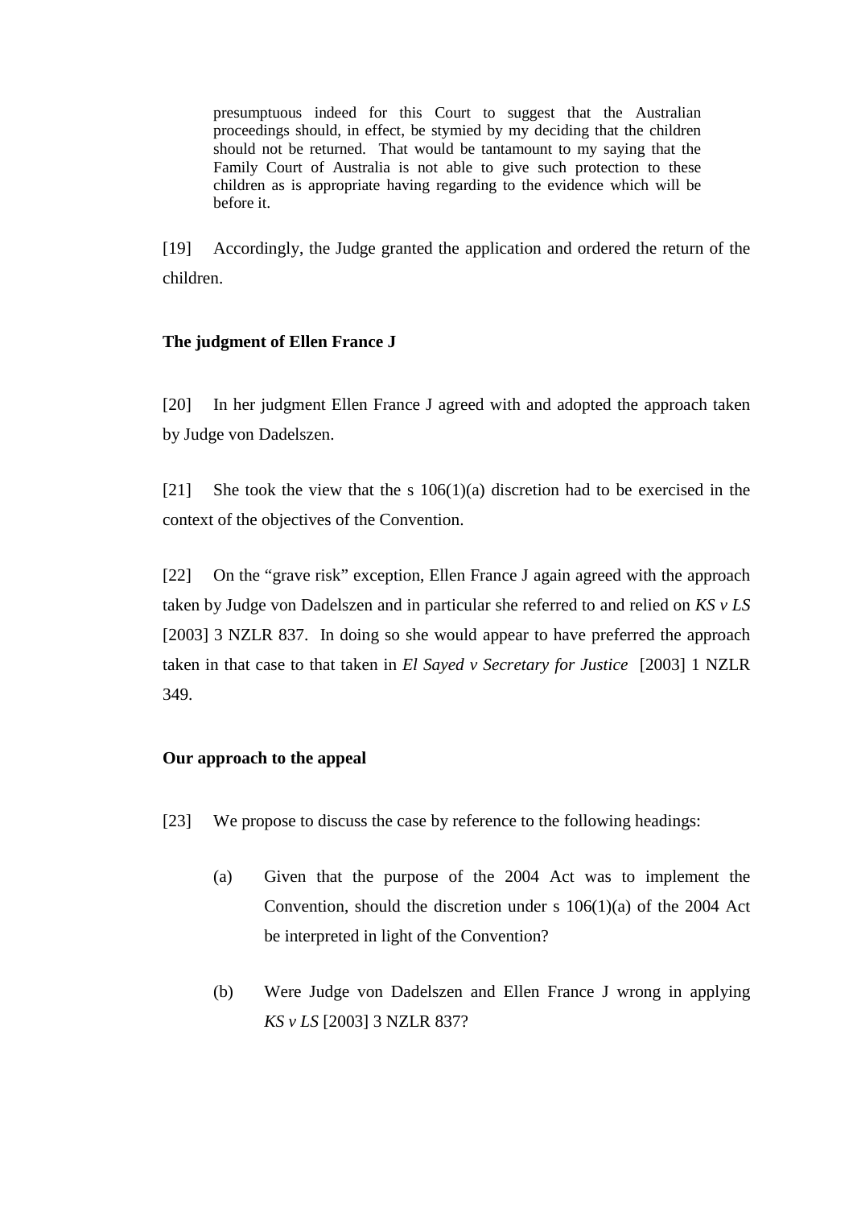> presumptuous indeed for this Court to suggest that the Australian proceedings should, in effect, be stymied by my deciding that the children should not be returned. That would be tantamount to my saying that the Family Court of Australia is not able to give such protection to these children as is appropriate having regarding to the evidence which will be before it.

[19] Accordingly, the Judge granted the application and ordered the return of the children.

**The judgment of Ellen France J**

[20] In her judgment Ellen France J agreed with and adopted the approach taken by Judge von Dadelszen.

[21] She took the view that the s 106(1)(a) discretion had to be exercised in the context of the objectives of the Convention.

[22] On the "grave risk" exception, Ellen France J again agreed with the approach taken by Judge von Dadelszen and in particular she referred to and relied on *KS v LS* [2003] 3 NZLR 837. In doing so she would appear to have preferred the approach taken in that case to that taken in *El Sayed v Secretary for Justice* [2003] 1 NZLR 349.

**Our approach to the appeal**

[23] We propose to discuss the case by reference to the following headings:

(a) Given that the purpose of the 2004 Act was to implement the Convention, should the discretion under s 106(1)(a) of the 2004 Act be interpreted in light of the Convention?

(b) Were Judge von Dadelszen and Ellen France J wrong in applying *KS v LS* [2003] 3 NZLR 837?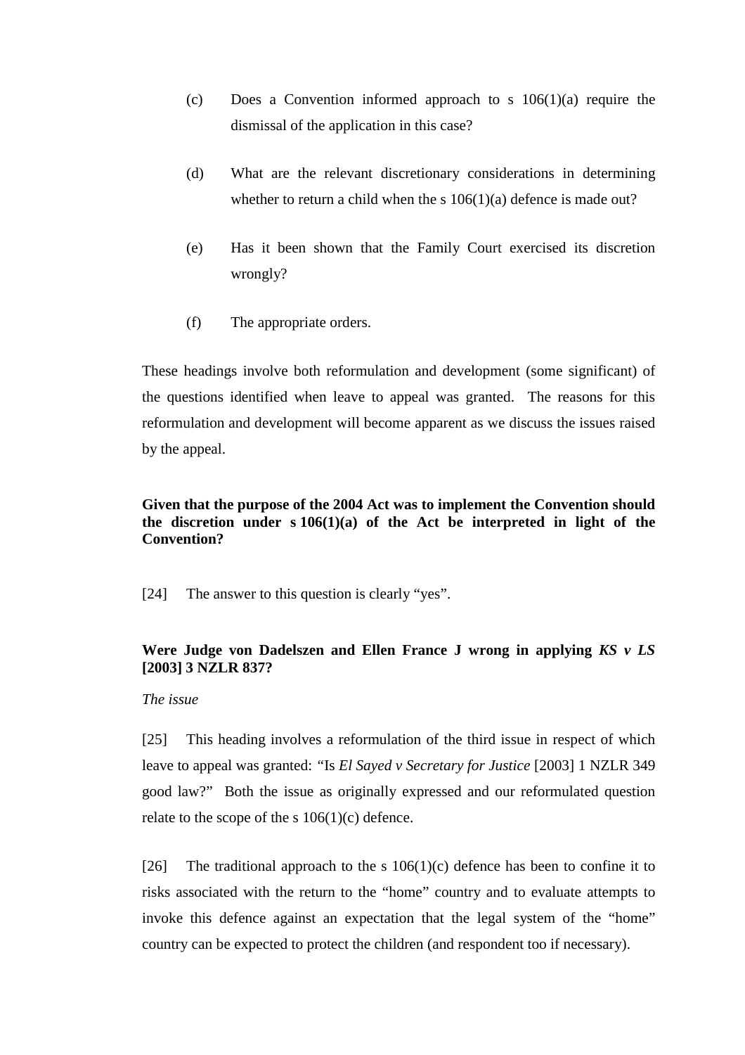(c) Does a Convention informed approach to s 106(1)(a) require the dismissal of the application in this case?

(d) What are the relevant discretionary considerations in determining whether to return a child when the s 106(1)(a) defence is made out?

(e) Has it been shown that the Family Court exercised its discretion wrongly?

(f) The appropriate orders.

These headings involve both reformulation and development (some significant) of the questions identified when leave to appeal was granted. The reasons for this reformulation and development will become apparent as we discuss the issues raised by the appeal.

**Given that the purpose of the 2004 Act was to implement the Convention should the discretion under s 106(1)(a) of the Act be interpreted in light of the Convention?**

[24] The answer to this question is clearly "yes".

**Were Judge von Dadelszen and Ellen France J wrong in applying *KS v LS* [2003] 3 NZLR 837?**

*The issue*

[25] This heading involves a reformulation of the third issue in respect of which leave to appeal was granted: "Is *El Sayed v Secretary for Justice* [2003] 1 NZLR 349 good law?" Both the issue as originally expressed and our reformulated question relate to the scope of the s 106(1)(c) defence.

[26] The traditional approach to the s 106(1)(c) defence has been to confine it to risks associated with the return to the "home" country and to evaluate attempts to invoke this defence against an expectation that the legal system of the "home" country can be expected to protect the children (and respondent too if necessary).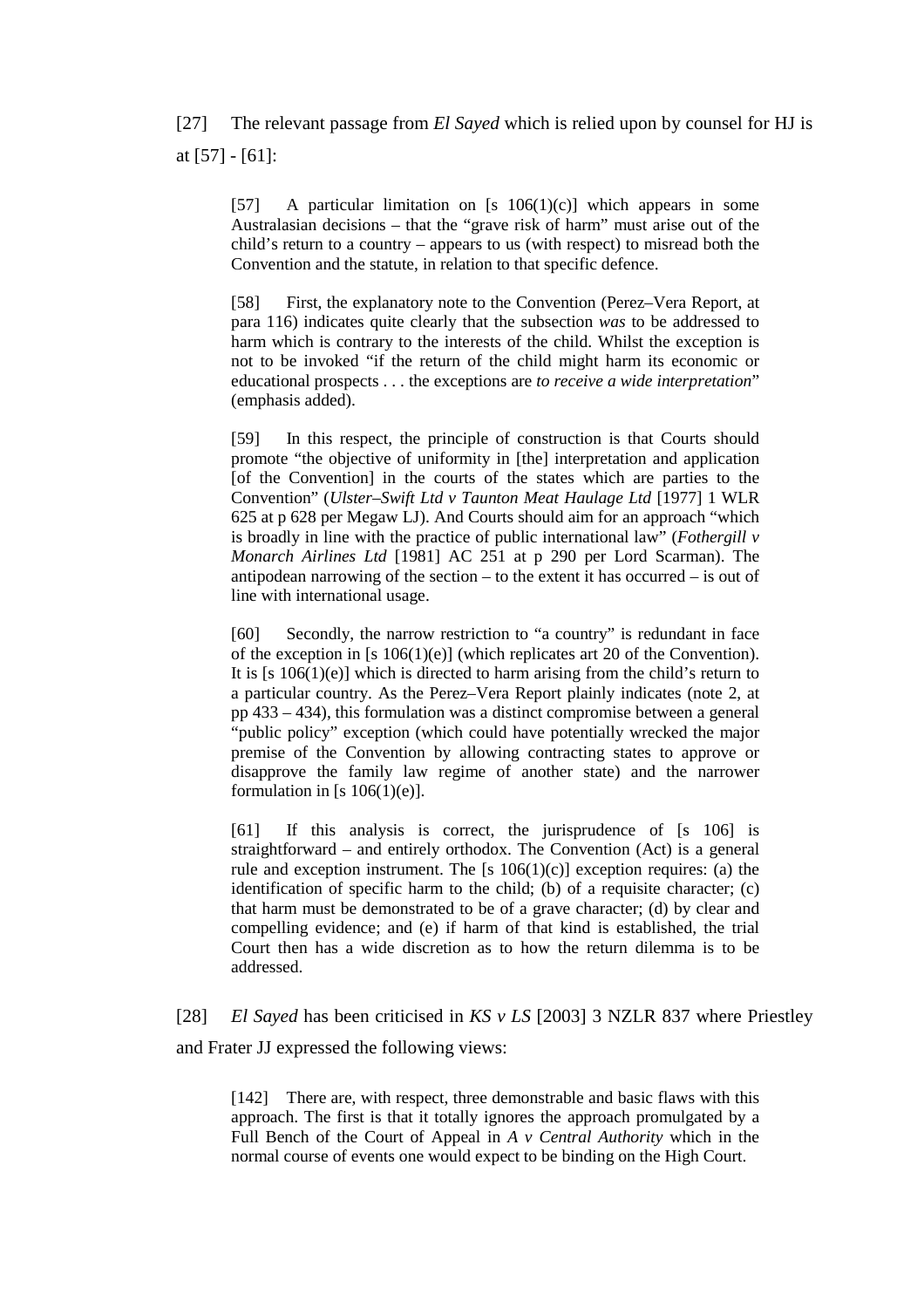[27] The relevant passage from *El Sayed* which is relied upon by counsel for HJ is at [57] - [61]:

> [57] A particular limitation on [s 106(1)(c)] which appears in some Australasian decisions – that the "grave risk of harm" must arise out of the child's return to a country – appears to us (with respect) to misread both the Convention and the statute, in relation to that specific defence.
>
> [58] First, the explanatory note to the Convention (Perez–Vera Report, at para 116) indicates quite clearly that the subsection *was* to be addressed to harm which is contrary to the interests of the child. Whilst the exception is not to be invoked "if the return of the child might harm its economic or educational prospects . . . the exceptions are *to receive a wide interpretation*" (emphasis added).
>
> [59] In this respect, the principle of construction is that Courts should promote "the objective of uniformity in [the] interpretation and application [of the Convention] in the courts of the states which are parties to the Convention" (*Ulster–Swift Ltd v Taunton Meat Haulage Ltd* [1977] 1 WLR 625 at p 628 per Megaw LJ). And Courts should aim for an approach "which is broadly in line with the practice of public international law" (*Fothergill v Monarch Airlines Ltd* [1981] AC 251 at p 290 per Lord Scarman). The antipodean narrowing of the section – to the extent it has occurred – is out of line with international usage.
>
> [60] Secondly, the narrow restriction to "a country" is redundant in face of the exception in [s 106(1)(e)] (which replicates art 20 of the Convention). It is [s 106(1)(e)] which is directed to harm arising from the child's return to a particular country. As the Perez–Vera Report plainly indicates (note 2, at pp 433 – 434), this formulation was a distinct compromise between a general "public policy" exception (which could have potentially wrecked the major premise of the Convention by allowing contracting states to approve or disapprove the family law regime of another state) and the narrower formulation in [s 106(1)(e)].
>
> [61] If this analysis is correct, the jurisprudence of [s 106] is straightforward – and entirely orthodox. The Convention (Act) is a general rule and exception instrument. The [s 106(1)(c)] exception requires: (a) the identification of specific harm to the child; (b) of a requisite character; (c) that harm must be demonstrated to be of a grave character; (d) by clear and compelling evidence; and (e) if harm of that kind is established, the trial Court then has a wide discretion as to how the return dilemma is to be addressed.

[28] *El Sayed* has been criticised in *KS v LS* [2003] 3 NZLR 837 where Priestley and Frater JJ expressed the following views:

> [142] There are, with respect, three demonstrable and basic flaws with this approach. The first is that it totally ignores the approach promulgated by a Full Bench of the Court of Appeal in *A v Central Authority* which in the normal course of events one would expect to be binding on the High Court.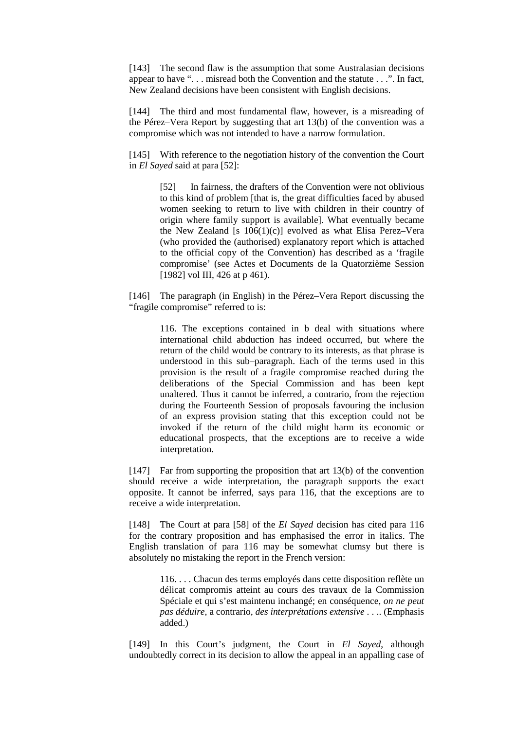[143] The second flaw is the assumption that some Australasian decisions appear to have ". . . misread both the Convention and the statute . . .". In fact, New Zealand decisions have been consistent with English decisions.

[144] The third and most fundamental flaw, however, is a misreading of the Pérez–Vera Report by suggesting that art 13(b) of the convention was a compromise which was not intended to have a narrow formulation.

[145] With reference to the negotiation history of the convention the Court in *El Sayed* said at para [52]:

> [52] In fairness, the drafters of the Convention were not oblivious to this kind of problem [that is, the great difficulties faced by abused women seeking to return to live with children in their country of origin where family support is available]. What eventually became the New Zealand [s 106(1)(c)] evolved as what Elisa Perez–Vera (who provided the (authorised) explanatory report which is attached to the official copy of the Convention) has described as a 'fragile compromise' (see Actes et Documents de la Quatorzième Session [1982] vol III, 426 at p 461).

[146] The paragraph (in English) in the Pérez–Vera Report discussing the "fragile compromise" referred to is:

> 116. The exceptions contained in b deal with situations where international child abduction has indeed occurred, but where the return of the child would be contrary to its interests, as that phrase is understood in this sub–paragraph. Each of the terms used in this provision is the result of a fragile compromise reached during the deliberations of the Special Commission and has been kept unaltered. Thus it cannot be inferred, a contrario, from the rejection during the Fourteenth Session of proposals favouring the inclusion of an express provision stating that this exception could not be invoked if the return of the child might harm its economic or educational prospects, that the exceptions are to receive a wide interpretation.

[147] Far from supporting the proposition that art 13(b) of the convention should receive a wide interpretation, the paragraph supports the exact opposite. It cannot be inferred, says para 116, that the exceptions are to receive a wide interpretation.

[148] The Court at para [58] of the *El Sayed* decision has cited para 116 for the contrary proposition and has emphasised the error in italics. The English translation of para 116 may be somewhat clumsy but there is absolutely no mistaking the report in the French version:

> 116. . . . Chacun des terms employés dans cette disposition reflète un délicat compromis atteint au cours des travaux de la Commission Spéciale et qui s'est maintenu inchangé; en conséquence, *on ne peut pas déduire*, a contrario, *des interprétations extensive* . . .. (Emphasis added.)

[149] In this Court's judgment, the Court in *El Sayed*, although undoubtedly correct in its decision to allow the appeal in an appalling case of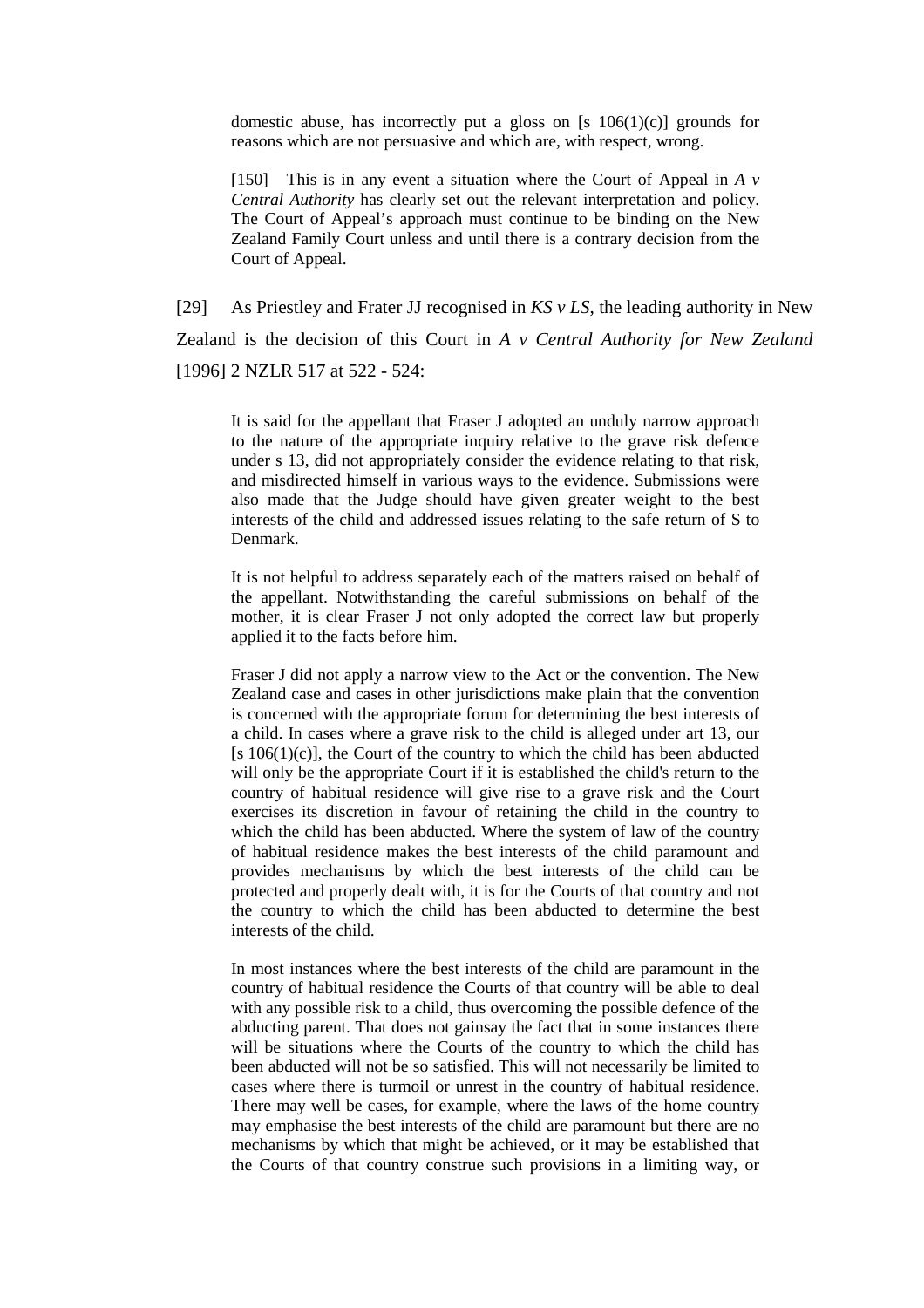> domestic abuse, has incorrectly put a gloss on [s 106(1)(c)] grounds for reasons which are not persuasive and which are, with respect, wrong.
>
> [150] This is in any event a situation where the Court of Appeal in *A v Central Authority* has clearly set out the relevant interpretation and policy. The Court of Appeal's approach must continue to be binding on the New Zealand Family Court unless and until there is a contrary decision from the Court of Appeal.

[29] As Priestley and Frater JJ recognised in *KS v LS*, the leading authority in New Zealand is the decision of this Court in *A v Central Authority for New Zealand* [1996] 2 NZLR 517 at 522 - 524:

> It is said for the appellant that Fraser J adopted an unduly narrow approach to the nature of the appropriate inquiry relative to the grave risk defence under s 13, did not appropriately consider the evidence relating to that risk, and misdirected himself in various ways to the evidence. Submissions were also made that the Judge should have given greater weight to the best interests of the child and addressed issues relating to the safe return of S to Denmark.
>
> It is not helpful to address separately each of the matters raised on behalf of the appellant. Notwithstanding the careful submissions on behalf of the mother, it is clear Fraser J not only adopted the correct law but properly applied it to the facts before him.
>
> Fraser J did not apply a narrow view to the Act or the convention. The New Zealand case and cases in other jurisdictions make plain that the convention is concerned with the appropriate forum for determining the best interests of a child. In cases where a grave risk to the child is alleged under art 13, our [s 106(1)(c)], the Court of the country to which the child has been abducted will only be the appropriate Court if it is established the child's return to the country of habitual residence will give rise to a grave risk and the Court exercises its discretion in favour of retaining the child in the country to which the child has been abducted. Where the system of law of the country of habitual residence makes the best interests of the child paramount and provides mechanisms by which the best interests of the child can be protected and properly dealt with, it is for the Courts of that country and not the country to which the child has been abducted to determine the best interests of the child.
>
> In most instances where the best interests of the child are paramount in the country of habitual residence the Courts of that country will be able to deal with any possible risk to a child, thus overcoming the possible defence of the abducting parent. That does not gainsay the fact that in some instances there will be situations where the Courts of the country to which the child has been abducted will not be so satisfied. This will not necessarily be limited to cases where there is turmoil or unrest in the country of habitual residence. There may well be cases, for example, where the laws of the home country may emphasise the best interests of the child are paramount but there are no mechanisms by which that might be achieved, or it may be established that the Courts of that country construe such provisions in a limiting way, or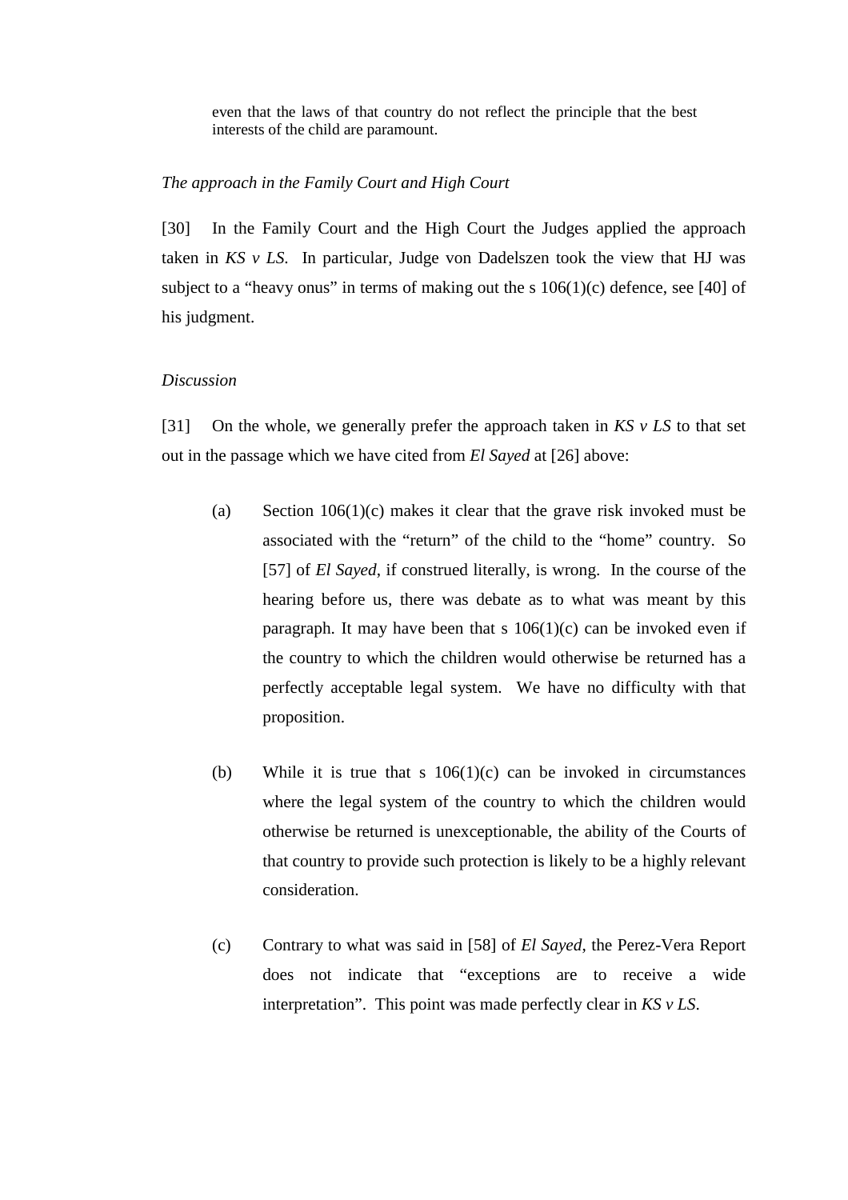even that the laws of that country do not reflect the principle that the best interests of the child are paramount.

*The approach in the Family Court and High Court*

[30] In the Family Court and the High Court the Judges applied the approach taken in *KS v LS*. In particular, Judge von Dadelszen took the view that HJ was subject to a "heavy onus" in terms of making out the s 106(1)(c) defence, see [40] of his judgment.

*Discussion*

[31] On the whole, we generally prefer the approach taken in *KS v LS* to that set out in the passage which we have cited from *El Sayed* at [26] above:

(a) Section 106(1)(c) makes it clear that the grave risk invoked must be associated with the "return" of the child to the "home" country. So [57] of *El Sayed*, if construed literally, is wrong. In the course of the hearing before us, there was debate as to what was meant by this paragraph. It may have been that s 106(1)(c) can be invoked even if the country to which the children would otherwise be returned has a perfectly acceptable legal system. We have no difficulty with that proposition.

(b) While it is true that s 106(1)(c) can be invoked in circumstances where the legal system of the country to which the children would otherwise be returned is unexceptionable, the ability of the Courts of that country to provide such protection is likely to be a highly relevant consideration.

(c) Contrary to what was said in [58] of *El Sayed*, the Perez-Vera Report does not indicate that "exceptions are to receive a wide interpretation". This point was made perfectly clear in *KS v LS*.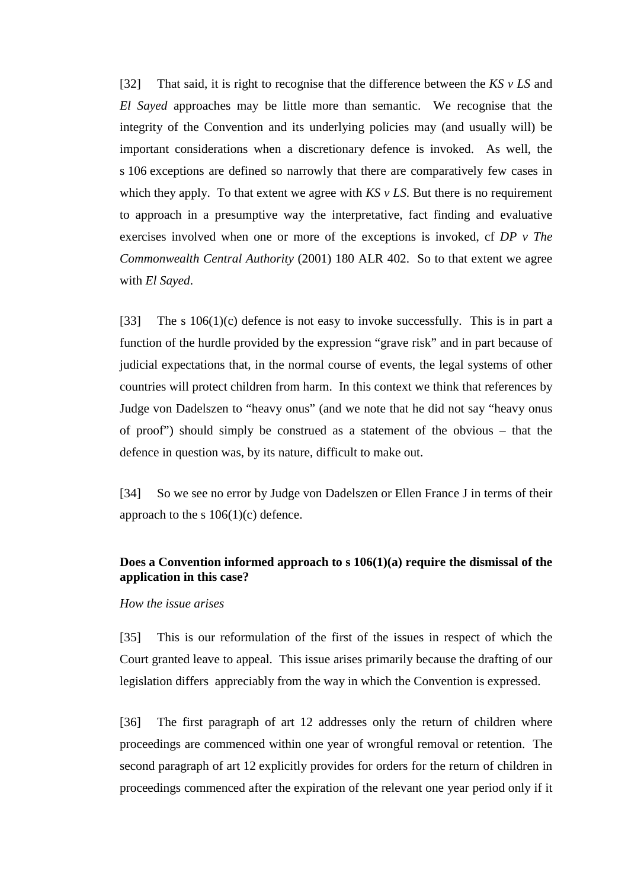[32] That said, it is right to recognise that the difference between the *KS v LS* and *El Sayed* approaches may be little more than semantic. We recognise that the integrity of the Convention and its underlying policies may (and usually will) be important considerations when a discretionary defence is invoked. As well, the s 106 exceptions are defined so narrowly that there are comparatively few cases in which they apply. To that extent we agree with *KS v LS*. But there is no requirement to approach in a presumptive way the interpretative, fact finding and evaluative exercises involved when one or more of the exceptions is invoked, cf *DP v The Commonwealth Central Authority* (2001) 180 ALR 402. So to that extent we agree with *El Sayed*.

[33] The s 106(1)(c) defence is not easy to invoke successfully. This is in part a function of the hurdle provided by the expression "grave risk" and in part because of judicial expectations that, in the normal course of events, the legal systems of other countries will protect children from harm. In this context we think that references by Judge von Dadelszen to "heavy onus" (and we note that he did not say "heavy onus of proof") should simply be construed as a statement of the obvious – that the defence in question was, by its nature, difficult to make out.

[34] So we see no error by Judge von Dadelszen or Ellen France J in terms of their approach to the s 106(1)(c) defence.

**Does a Convention informed approach to s 106(1)(a) require the dismissal of the application in this case?**

*How the issue arises*

[35] This is our reformulation of the first of the issues in respect of which the Court granted leave to appeal. This issue arises primarily because the drafting of our legislation differs appreciably from the way in which the Convention is expressed.

[36] The first paragraph of art 12 addresses only the return of children where proceedings are commenced within one year of wrongful removal or retention. The second paragraph of art 12 explicitly provides for orders for the return of children in proceedings commenced after the expiration of the relevant one year period only if it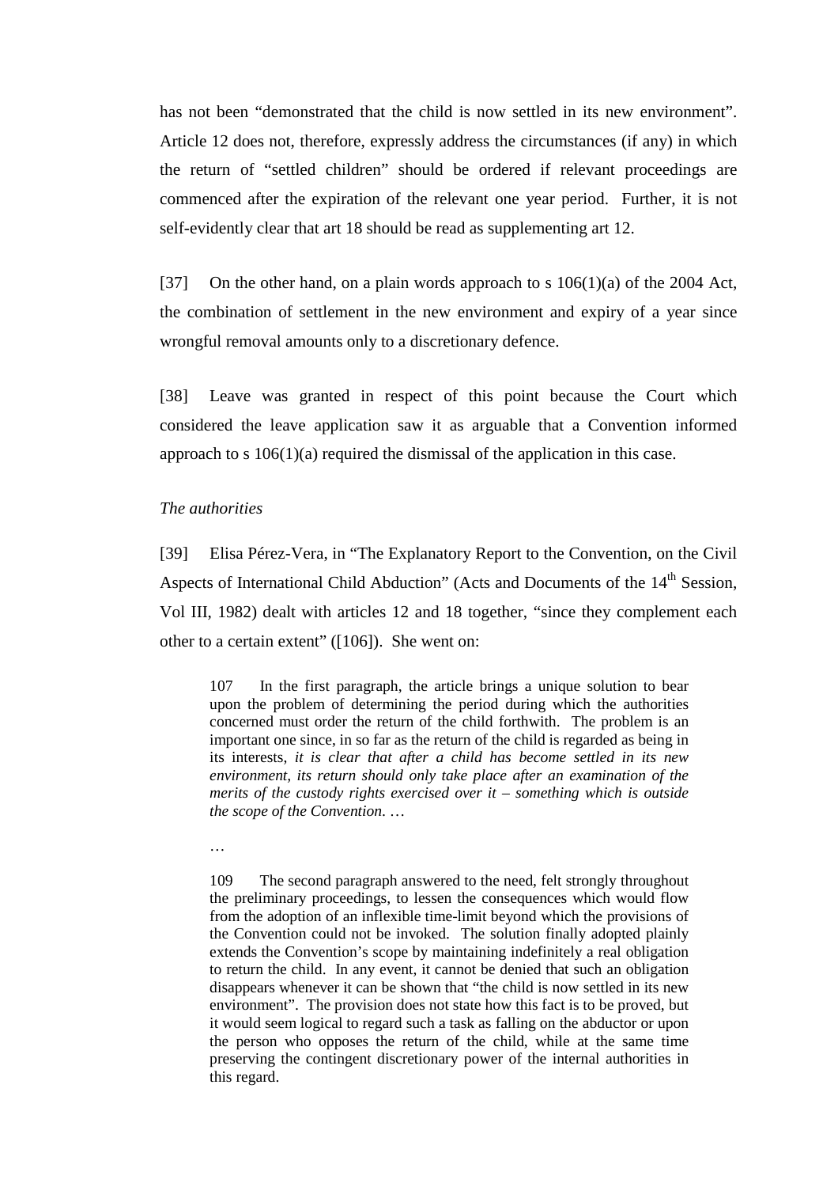has not been "demonstrated that the child is now settled in its new environment". Article 12 does not, therefore, expressly address the circumstances (if any) in which the return of "settled children" should be ordered if relevant proceedings are commenced after the expiration of the relevant one year period. Further, it is not self-evidently clear that art 18 should be read as supplementing art 12.

[37] On the other hand, on a plain words approach to s 106(1)(a) of the 2004 Act, the combination of settlement in the new environment and expiry of a year since wrongful removal amounts only to a discretionary defence.

[38] Leave was granted in respect of this point because the Court which considered the leave application saw it as arguable that a Convention informed approach to s 106(1)(a) required the dismissal of the application in this case.

*The authorities*

[39] Elisa Pérez-Vera, in "The Explanatory Report to the Convention, on the Civil Aspects of International Child Abduction" (Acts and Documents of the 14th Session, Vol III, 1982) dealt with articles 12 and 18 together, "since they complement each other to a certain extent" ([106]). She went on:

> 107 In the first paragraph, the article brings a unique solution to bear upon the problem of determining the period during which the authorities concerned must order the return of the child forthwith. The problem is an important one since, in so far as the return of the child is regarded as being in its interests, *it is clear that after a child has become settled in its new environment, its return should only take place after an examination of the merits of the custody rights exercised over it – something which is outside the scope of the Convention*. …
>
> …
>
> 109 The second paragraph answered to the need, felt strongly throughout the preliminary proceedings, to lessen the consequences which would flow from the adoption of an inflexible time-limit beyond which the provisions of the Convention could not be invoked. The solution finally adopted plainly extends the Convention's scope by maintaining indefinitely a real obligation to return the child. In any event, it cannot be denied that such an obligation disappears whenever it can be shown that "the child is now settled in its new environment". The provision does not state how this fact is to be proved, but it would seem logical to regard such a task as falling on the abductor or upon the person who opposes the return of the child, while at the same time preserving the contingent discretionary power of the internal authorities in this regard.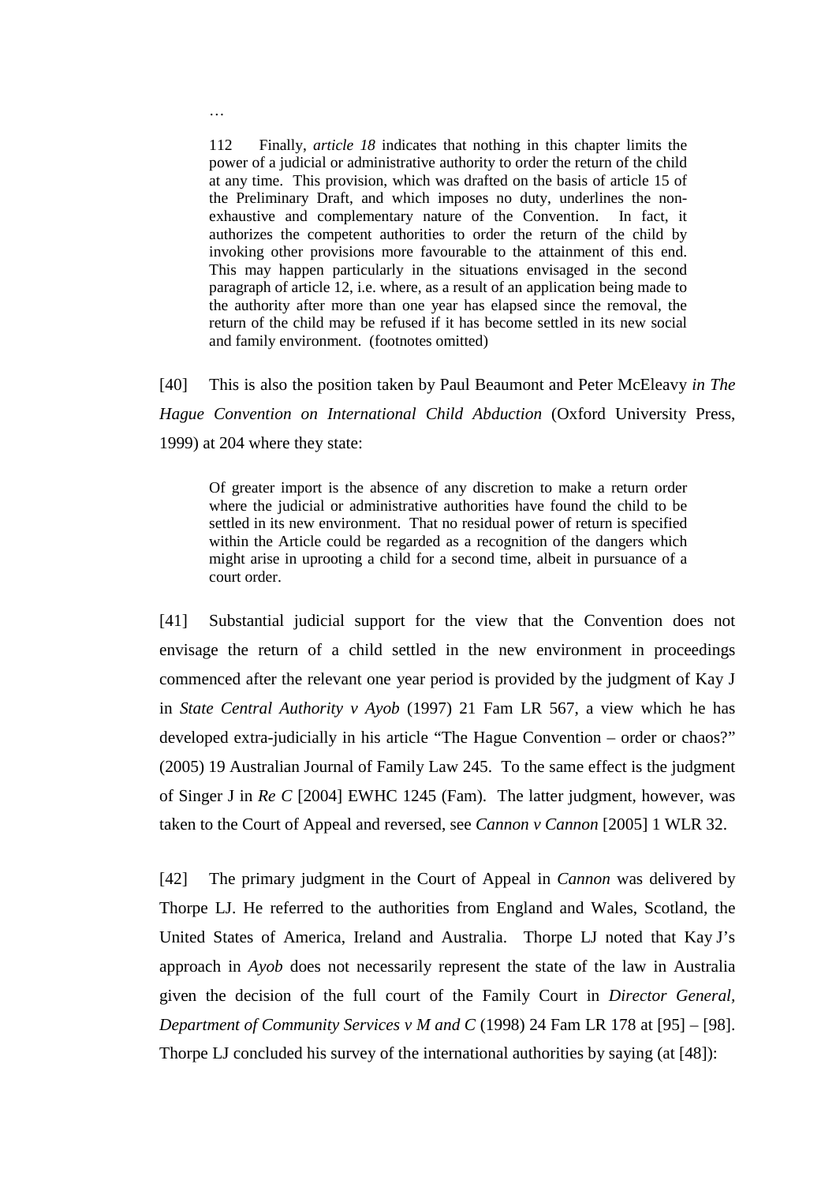…

> 112 Finally, *article 18* indicates that nothing in this chapter limits the power of a judicial or administrative authority to order the return of the child at any time. This provision, which was drafted on the basis of article 15 of the Preliminary Draft, and which imposes no duty, underlines the non-exhaustive and complementary nature of the Convention. In fact, it authorizes the competent authorities to order the return of the child by invoking other provisions more favourable to the attainment of this end. This may happen particularly in the situations envisaged in the second paragraph of article 12, i.e. where, as a result of an application being made to the authority after more than one year has elapsed since the removal, the return of the child may be refused if it has become settled in its new social and family environment. (footnotes omitted)

[40] This is also the position taken by Paul Beaumont and Peter McEleavy *in The Hague Convention on International Child Abduction* (Oxford University Press, 1999) at 204 where they state:

> Of greater import is the absence of any discretion to make a return order where the judicial or administrative authorities have found the child to be settled in its new environment. That no residual power of return is specified within the Article could be regarded as a recognition of the dangers which might arise in uprooting a child for a second time, albeit in pursuance of a court order.

[41] Substantial judicial support for the view that the Convention does not envisage the return of a child settled in the new environment in proceedings commenced after the relevant one year period is provided by the judgment of Kay J in *State Central Authority v Ayob* (1997) 21 Fam LR 567, a view which he has developed extra-judicially in his article "The Hague Convention – order or chaos?" (2005) 19 Australian Journal of Family Law 245. To the same effect is the judgment of Singer J in *Re C* [2004] EWHC 1245 (Fam). The latter judgment, however, was taken to the Court of Appeal and reversed, see *Cannon v Cannon* [2005] 1 WLR 32.

[42] The primary judgment in the Court of Appeal in *Cannon* was delivered by Thorpe LJ. He referred to the authorities from England and Wales, Scotland, the United States of America, Ireland and Australia. Thorpe LJ noted that Kay J's approach in *Ayob* does not necessarily represent the state of the law in Australia given the decision of the full court of the Family Court in *Director General, Department of Community Services v M and C* (1998) 24 Fam LR 178 at [95] – [98]. Thorpe LJ concluded his survey of the international authorities by saying (at [48]):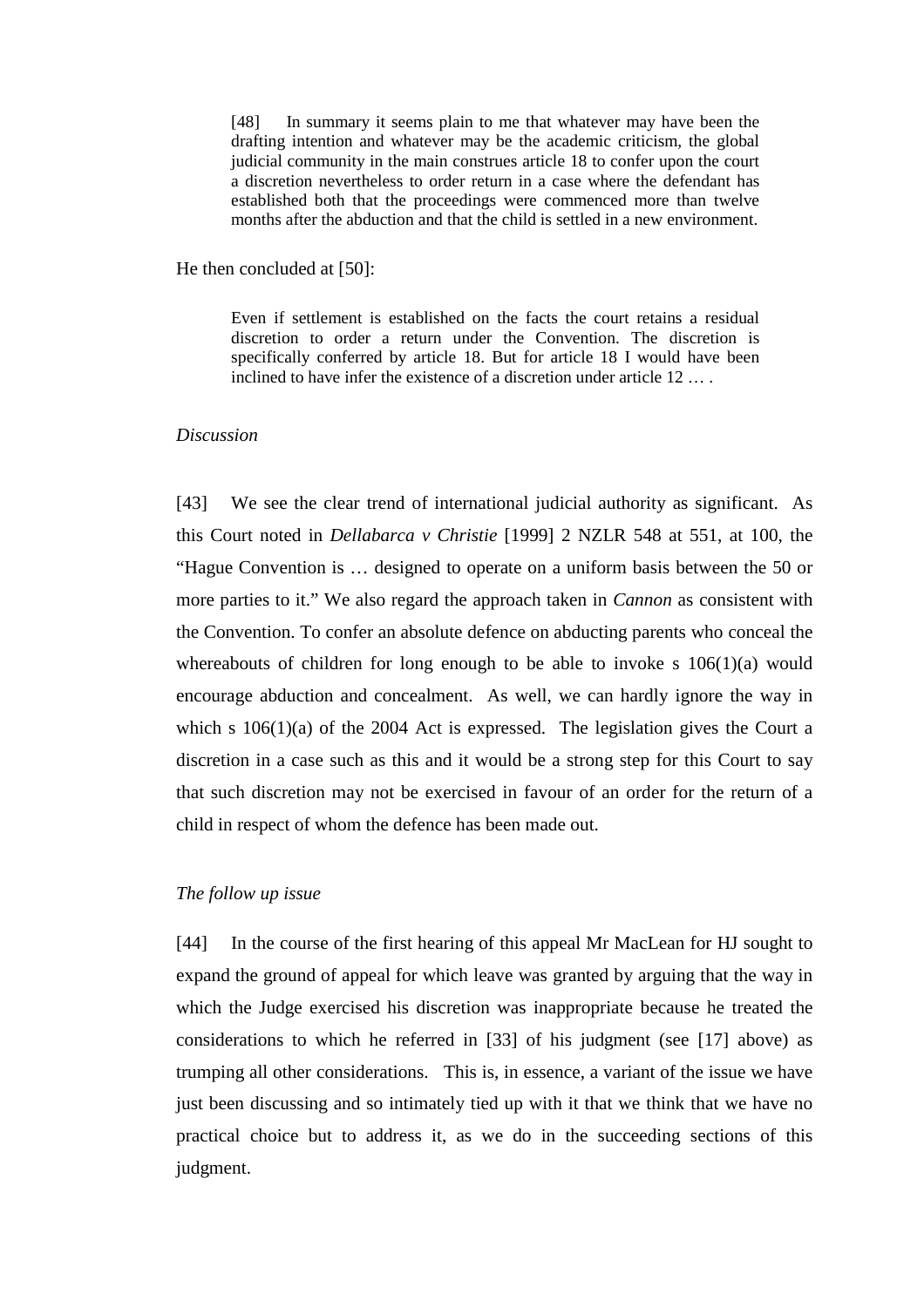> [48] In summary it seems plain to me that whatever may have been the drafting intention and whatever may be the academic criticism, the global judicial community in the main construes article 18 to confer upon the court a discretion nevertheless to order return in a case where the defendant has established both that the proceedings were commenced more than twelve months after the abduction and that the child is settled in a new environment.

He then concluded at [50]:

> Even if settlement is established on the facts the court retains a residual discretion to order a return under the Convention. The discretion is specifically conferred by article 18. But for article 18 I would have been inclined to have infer the existence of a discretion under article 12 … .

*Discussion*

[43] We see the clear trend of international judicial authority as significant. As this Court noted in *Dellabarca v Christie* [1999] 2 NZLR 548 at 551, at 100, the "Hague Convention is … designed to operate on a uniform basis between the 50 or more parties to it." We also regard the approach taken in *Cannon* as consistent with the Convention. To confer an absolute defence on abducting parents who conceal the whereabouts of children for long enough to be able to invoke s 106(1)(a) would encourage abduction and concealment. As well, we can hardly ignore the way in which s 106(1)(a) of the 2004 Act is expressed. The legislation gives the Court a discretion in a case such as this and it would be a strong step for this Court to say that such discretion may not be exercised in favour of an order for the return of a child in respect of whom the defence has been made out.

*The follow up issue*

[44] In the course of the first hearing of this appeal Mr MacLean for HJ sought to expand the ground of appeal for which leave was granted by arguing that the way in which the Judge exercised his discretion was inappropriate because he treated the considerations to which he referred in [33] of his judgment (see [17] above) as trumping all other considerations. This is, in essence, a variant of the issue we have just been discussing and so intimately tied up with it that we think that we have no practical choice but to address it, as we do in the succeeding sections of this judgment.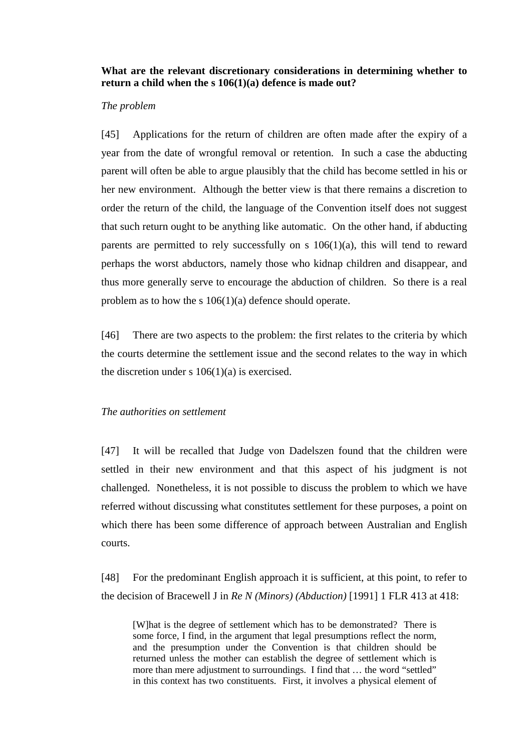**What are the relevant discretionary considerations in determining whether to return a child when the s 106(1)(a) defence is made out?**

*The problem*

[45] Applications for the return of children are often made after the expiry of a year from the date of wrongful removal or retention. In such a case the abducting parent will often be able to argue plausibly that the child has become settled in his or her new environment. Although the better view is that there remains a discretion to order the return of the child, the language of the Convention itself does not suggest that such return ought to be anything like automatic. On the other hand, if abducting parents are permitted to rely successfully on s 106(1)(a), this will tend to reward perhaps the worst abductors, namely those who kidnap children and disappear, and thus more generally serve to encourage the abduction of children. So there is a real problem as to how the s 106(1)(a) defence should operate.

[46] There are two aspects to the problem: the first relates to the criteria by which the courts determine the settlement issue and the second relates to the way in which the discretion under s 106(1)(a) is exercised.

*The authorities on settlement*

[47] It will be recalled that Judge von Dadelszen found that the children were settled in their new environment and that this aspect of his judgment is not challenged. Nonetheless, it is not possible to discuss the problem to which we have referred without discussing what constitutes settlement for these purposes, a point on which there has been some difference of approach between Australian and English courts.

[48] For the predominant English approach it is sufficient, at this point, to refer to the decision of Bracewell J in *Re N (Minors) (Abduction)* [1991] 1 FLR 413 at 418:

> [W]hat is the degree of settlement which has to be demonstrated? There is some force, I find, in the argument that legal presumptions reflect the norm, and the presumption under the Convention is that children should be returned unless the mother can establish the degree of settlement which is more than mere adjustment to surroundings. I find that … the word "settled" in this context has two constituents. First, it involves a physical element of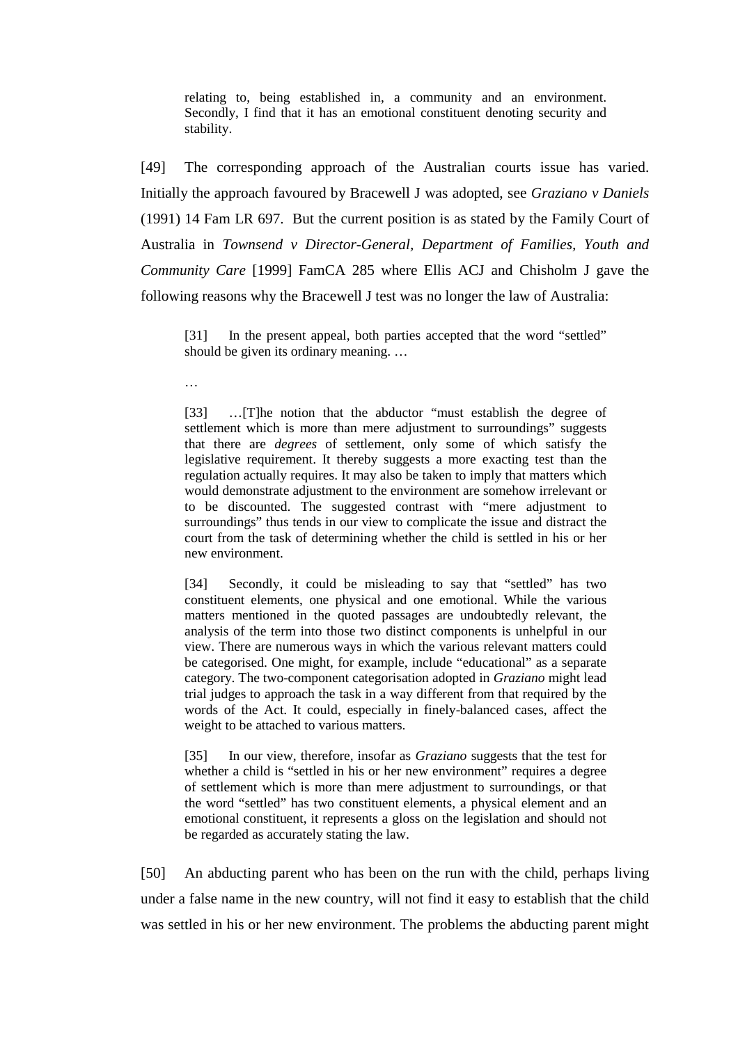> relating to, being established in, a community and an environment. Secondly, I find that it has an emotional constituent denoting security and stability.

[49] The corresponding approach of the Australian courts issue has varied. Initially the approach favoured by Bracewell J was adopted, see *Graziano v Daniels* (1991) 14 Fam LR 697. But the current position is as stated by the Family Court of Australia in *Townsend v Director-General, Department of Families, Youth and Community Care* [1999] FamCA 285 where Ellis ACJ and Chisholm J gave the following reasons why the Bracewell J test was no longer the law of Australia:

> [31] In the present appeal, both parties accepted that the word "settled" should be given its ordinary meaning. …
>
> …
>
> [33] …[T]he notion that the abductor "must establish the degree of settlement which is more than mere adjustment to surroundings" suggests that there are *degrees* of settlement, only some of which satisfy the legislative requirement. It thereby suggests a more exacting test than the regulation actually requires. It may also be taken to imply that matters which would demonstrate adjustment to the environment are somehow irrelevant or to be discounted. The suggested contrast with "mere adjustment to surroundings" thus tends in our view to complicate the issue and distract the court from the task of determining whether the child is settled in his or her new environment.
>
> [34] Secondly, it could be misleading to say that "settled" has two constituent elements, one physical and one emotional. While the various matters mentioned in the quoted passages are undoubtedly relevant, the analysis of the term into those two distinct components is unhelpful in our view. There are numerous ways in which the various relevant matters could be categorised. One might, for example, include "educational" as a separate category. The two-component categorisation adopted in *Graziano* might lead trial judges to approach the task in a way different from that required by the words of the Act. It could, especially in finely-balanced cases, affect the weight to be attached to various matters.
>
> [35] In our view, therefore, insofar as *Graziano* suggests that the test for whether a child is "settled in his or her new environment" requires a degree of settlement which is more than mere adjustment to surroundings, or that the word "settled" has two constituent elements, a physical element and an emotional constituent, it represents a gloss on the legislation and should not be regarded as accurately stating the law.

[50] An abducting parent who has been on the run with the child, perhaps living under a false name in the new country, will not find it easy to establish that the child was settled in his or her new environment. The problems the abducting parent might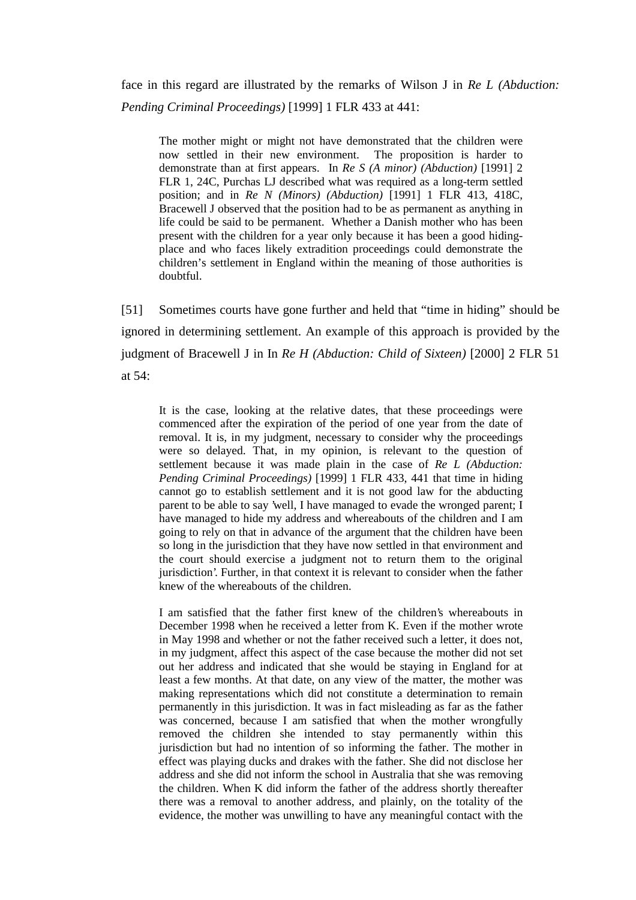face in this regard are illustrated by the remarks of Wilson J in *Re L (Abduction: Pending Criminal Proceedings)* [1999] 1 FLR 433 at 441:

> The mother might or might not have demonstrated that the children were now settled in their new environment. The proposition is harder to demonstrate than at first appears. In *Re S (A minor) (Abduction)* [1991] 2 FLR 1, 24C, Purchas LJ described what was required as a long-term settled position; and in *Re N (Minors) (Abduction)* [1991] 1 FLR 413, 418C, Bracewell J observed that the position had to be as permanent as anything in life could be said to be permanent. Whether a Danish mother who has been present with the children for a year only because it has been a good hiding-place and who faces likely extradition proceedings could demonstrate the children's settlement in England within the meaning of those authorities is doubtful.

[51] Sometimes courts have gone further and held that "time in hiding" should be ignored in determining settlement. An example of this approach is provided by the judgment of Bracewell J in In *Re H (Abduction: Child of Sixteen)* [2000] 2 FLR 51 at 54:

> It is the case, looking at the relative dates, that these proceedings were commenced after the expiration of the period of one year from the date of removal. It is, in my judgment, necessary to consider why the proceedings were so delayed. That, in my opinion, is relevant to the question of settlement because it was made plain in the case of *Re L (Abduction: Pending Criminal Proceedings)* [1999] 1 FLR 433, 441 that time in hiding cannot go to establish settlement and it is not good law for the abducting parent to be able to say 'well, I have managed to evade the wronged parent; I have managed to hide my address and whereabouts of the children and I am going to rely on that in advance of the argument that the children have been so long in the jurisdiction that they have now settled in that environment and the court should exercise a judgment not to return them to the original jurisdiction'. Further, in that context it is relevant to consider when the father knew of the whereabouts of the children.
>
> I am satisfied that the father first knew of the children's whereabouts in December 1998 when he received a letter from K. Even if the mother wrote in May 1998 and whether or not the father received such a letter, it does not, in my judgment, affect this aspect of the case because the mother did not set out her address and indicated that she would be staying in England for at least a few months. At that date, on any view of the matter, the mother was making representations which did not constitute a determination to remain permanently in this jurisdiction. It was in fact misleading as far as the father was concerned, because I am satisfied that when the mother wrongfully removed the children she intended to stay permanently within this jurisdiction but had no intention of so informing the father. The mother in effect was playing ducks and drakes with the father. She did not disclose her address and she did not inform the school in Australia that she was removing the children. When K did inform the father of the address shortly thereafter there was a removal to another address, and plainly, on the totality of the evidence, the mother was unwilling to have any meaningful contact with the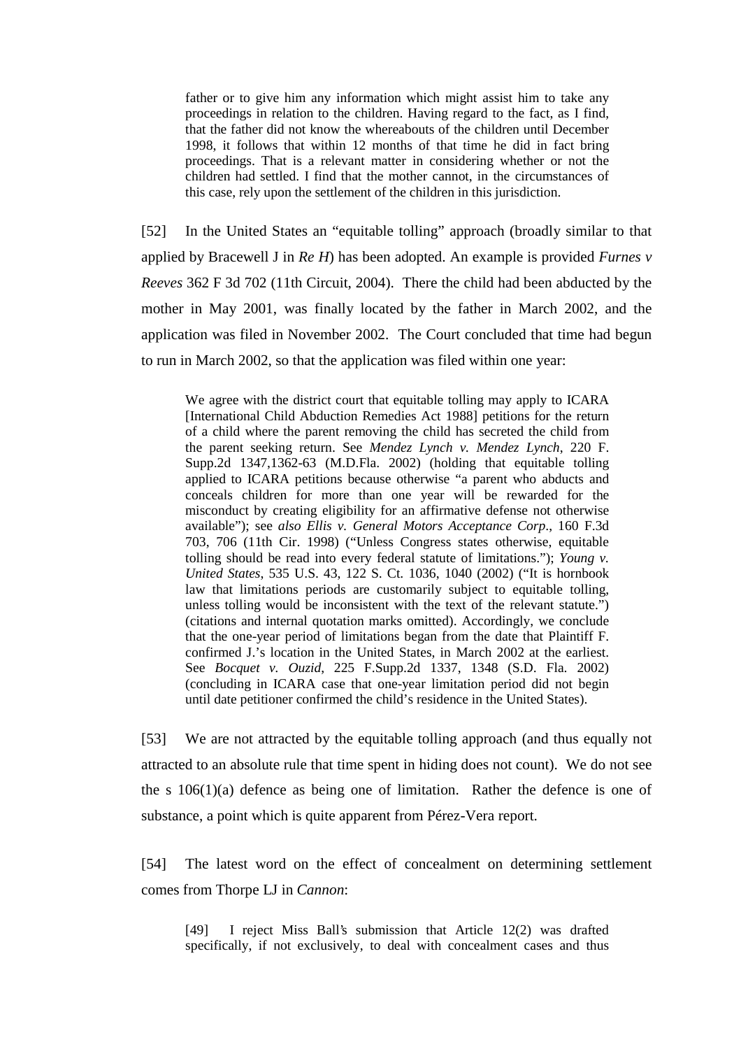> father or to give him any information which might assist him to take any proceedings in relation to the children. Having regard to the fact, as I find, that the father did not know the whereabouts of the children until December 1998, it follows that within 12 months of that time he did in fact bring proceedings. That is a relevant matter in considering whether or not the children had settled. I find that the mother cannot, in the circumstances of this case, rely upon the settlement of the children in this jurisdiction.

[52] In the United States an "equitable tolling" approach (broadly similar to that applied by Bracewell J in *Re H*) has been adopted. An example is provided *Furnes v Reeves* 362 F 3d 702 (11th Circuit, 2004). There the child had been abducted by the mother in May 2001, was finally located by the father in March 2002, and the application was filed in November 2002. The Court concluded that time had begun to run in March 2002, so that the application was filed within one year:

> We agree with the district court that equitable tolling may apply to ICARA [International Child Abduction Remedies Act 1988] petitions for the return of a child where the parent removing the child has secreted the child from the parent seeking return. See *Mendez Lynch v. Mendez Lynch*, 220 F. Supp.2d 1347,1362-63 (M.D.Fla. 2002) (holding that equitable tolling applied to ICARA petitions because otherwise "a parent who abducts and conceals children for more than one year will be rewarded for the misconduct by creating eligibility for an affirmative defense not otherwise available"); see *also Ellis v. General Motors Acceptance Corp*., 160 F.3d 703, 706 (11th Cir. 1998) ("Unless Congress states otherwise, equitable tolling should be read into every federal statute of limitations."); *Young v. United States*, 535 U.S. 43, 122 S. Ct. 1036, 1040 (2002) ("It is hornbook law that limitations periods are customarily subject to equitable tolling, unless tolling would be inconsistent with the text of the relevant statute.") (citations and internal quotation marks omitted). Accordingly, we conclude that the one-year period of limitations began from the date that Plaintiff F. confirmed J.'s location in the United States, in March 2002 at the earliest. See *Bocquet v. Ouzid*, 225 F.Supp.2d 1337, 1348 (S.D. Fla. 2002) (concluding in ICARA case that one-year limitation period did not begin until date petitioner confirmed the child's residence in the United States).

[53] We are not attracted by the equitable tolling approach (and thus equally not attracted to an absolute rule that time spent in hiding does not count). We do not see the s 106(1)(a) defence as being one of limitation. Rather the defence is one of substance, a point which is quite apparent from Pérez-Vera report.

[54] The latest word on the effect of concealment on determining settlement comes from Thorpe LJ in *Cannon*:

> [49] I reject Miss Ball's submission that Article 12(2) was drafted specifically, if not exclusively, to deal with concealment cases and thus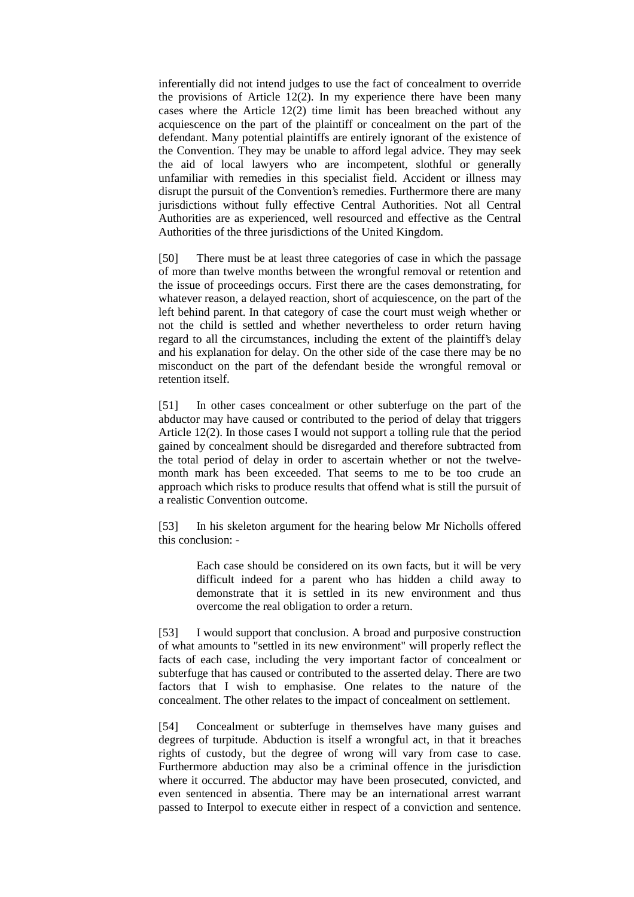inferentially did not intend judges to use the fact of concealment to override the provisions of Article 12(2). In my experience there have been many cases where the Article 12(2) time limit has been breached without any acquiescence on the part of the plaintiff or concealment on the part of the defendant. Many potential plaintiffs are entirely ignorant of the existence of the Convention. They may be unable to afford legal advice. They may seek the aid of local lawyers who are incompetent, slothful or generally unfamiliar with remedies in this specialist field. Accident or illness may disrupt the pursuit of the Convention's remedies. Furthermore there are many jurisdictions without fully effective Central Authorities. Not all Central Authorities are as experienced, well resourced and effective as the Central Authorities of the three jurisdictions of the United Kingdom.

[50] There must be at least three categories of case in which the passage of more than twelve months between the wrongful removal or retention and the issue of proceedings occurs. First there are the cases demonstrating, for whatever reason, a delayed reaction, short of acquiescence, on the part of the left behind parent. In that category of case the court must weigh whether or not the child is settled and whether nevertheless to order return having regard to all the circumstances, including the extent of the plaintiff's delay and his explanation for delay. On the other side of the case there may be no misconduct on the part of the defendant beside the wrongful removal or retention itself.

[51] In other cases concealment or other subterfuge on the part of the abductor may have caused or contributed to the period of delay that triggers Article 12(2). In those cases I would not support a tolling rule that the period gained by concealment should be disregarded and therefore subtracted from the total period of delay in order to ascertain whether or not the twelve-month mark has been exceeded. That seems to me to be too crude an approach which risks to produce results that offend what is still the pursuit of a realistic Convention outcome.

[53] In his skeleton argument for the hearing below Mr Nicholls offered this conclusion: -

> Each case should be considered on its own facts, but it will be very difficult indeed for a parent who has hidden a child away to demonstrate that it is settled in its new environment and thus overcome the real obligation to order a return.

[53] I would support that conclusion. A broad and purposive construction of what amounts to "settled in its new environment" will properly reflect the facts of each case, including the very important factor of concealment or subterfuge that has caused or contributed to the asserted delay. There are two factors that I wish to emphasise. One relates to the nature of the concealment. The other relates to the impact of concealment on settlement.

[54] Concealment or subterfuge in themselves have many guises and degrees of turpitude. Abduction is itself a wrongful act, in that it breaches rights of custody, but the degree of wrong will vary from case to case. Furthermore abduction may also be a criminal offence in the jurisdiction where it occurred. The abductor may have been prosecuted, convicted, and even sentenced in absentia. There may be an international arrest warrant passed to Interpol to execute either in respect of a conviction and sentence.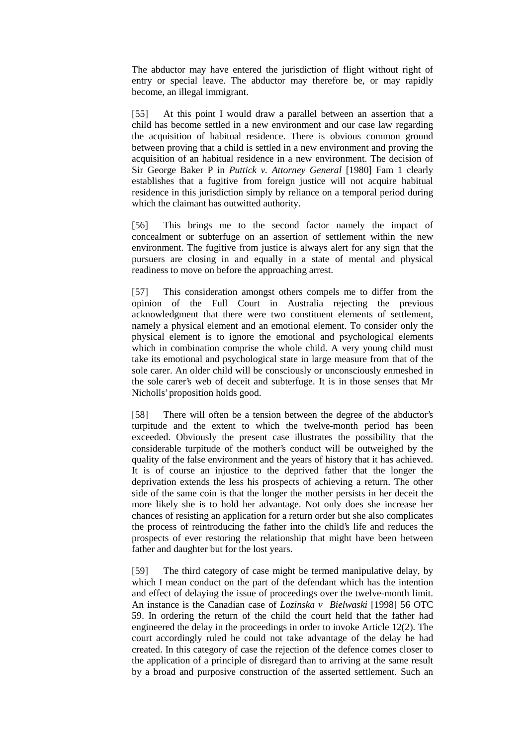The abductor may have entered the jurisdiction of flight without right of entry or special leave. The abductor may therefore be, or may rapidly become, an illegal immigrant.

[55] At this point I would draw a parallel between an assertion that a child has become settled in a new environment and our case law regarding the acquisition of habitual residence. There is obvious common ground between proving that a child is settled in a new environment and proving the acquisition of an habitual residence in a new environment. The decision of Sir George Baker P in *Puttick v. Attorney General* [1980] Fam 1 clearly establishes that a fugitive from foreign justice will not acquire habitual residence in this jurisdiction simply by reliance on a temporal period during which the claimant has outwitted authority.

[56] This brings me to the second factor namely the impact of concealment or subterfuge on an assertion of settlement within the new environment. The fugitive from justice is always alert for any sign that the pursuers are closing in and equally in a state of mental and physical readiness to move on before the approaching arrest.

[57] This consideration amongst others compels me to differ from the opinion of the Full Court in Australia rejecting the previous acknowledgment that there were two constituent elements of settlement, namely a physical element and an emotional element. To consider only the physical element is to ignore the emotional and psychological elements which in combination comprise the whole child. A very young child must take its emotional and psychological state in large measure from that of the sole carer. An older child will be consciously or unconsciously enmeshed in the sole carer's web of deceit and subterfuge. It is in those senses that Mr Nicholls' proposition holds good.

[58] There will often be a tension between the degree of the abductor's turpitude and the extent to which the twelve-month period has been exceeded. Obviously the present case illustrates the possibility that the considerable turpitude of the mother's conduct will be outweighed by the quality of the false environment and the years of history that it has achieved. It is of course an injustice to the deprived father that the longer the deprivation extends the less his prospects of achieving a return. The other side of the same coin is that the longer the mother persists in her deceit the more likely she is to hold her advantage. Not only does she increase her chances of resisting an application for a return order but she also complicates the process of reintroducing the father into the child's life and reduces the prospects of ever restoring the relationship that might have been between father and daughter but for the lost years.

[59] The third category of case might be termed manipulative delay, by which I mean conduct on the part of the defendant which has the intention and effect of delaying the issue of proceedings over the twelve-month limit. An instance is the Canadian case of *Lozinska v Bielwaski* [1998] 56 OTC 59. In ordering the return of the child the court held that the father had engineered the delay in the proceedings in order to invoke Article 12(2). The court accordingly ruled he could not take advantage of the delay he had created. In this category of case the rejection of the defence comes closer to the application of a principle of disregard than to arriving at the same result by a broad and purposive construction of the asserted settlement. Such an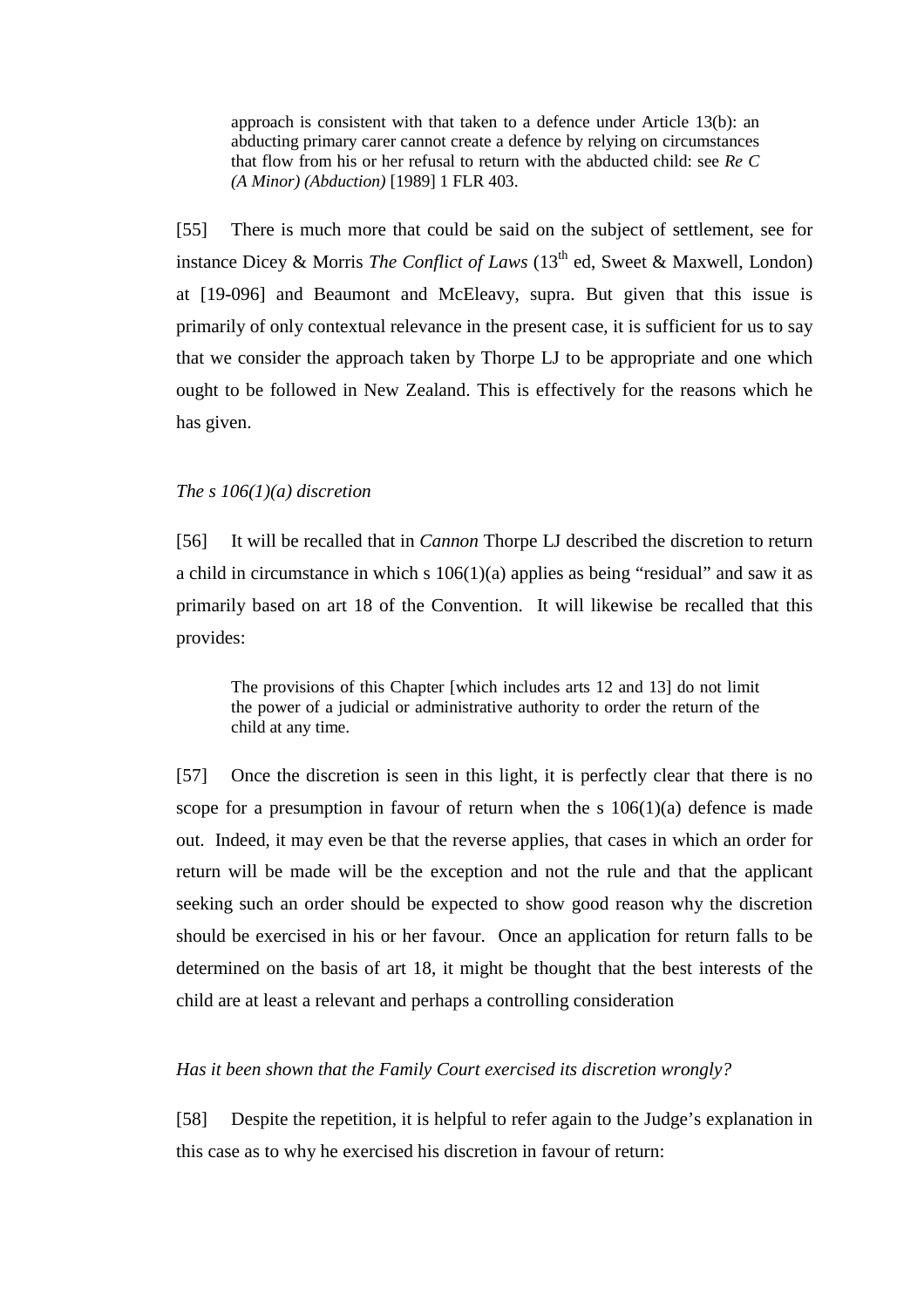> approach is consistent with that taken to a defence under Article 13(b): an abducting primary carer cannot create a defence by relying on circumstances that flow from his or her refusal to return with the abducted child: see *Re C (A Minor) (Abduction)* [1989] 1 FLR 403.

[55] There is much more that could be said on the subject of settlement, see for instance Dicey & Morris *The Conflict of Laws* (13th ed, Sweet & Maxwell, London) at [19-096] and Beaumont and McEleavy, supra. But given that this issue is primarily of only contextual relevance in the present case, it is sufficient for us to say that we consider the approach taken by Thorpe LJ to be appropriate and one which ought to be followed in New Zealand. This is effectively for the reasons which he has given.

*The s 106(1)(a) discretion*

[56] It will be recalled that in *Cannon* Thorpe LJ described the discretion to return a child in circumstance in which s 106(1)(a) applies as being "residual" and saw it as primarily based on art 18 of the Convention. It will likewise be recalled that this provides:

> The provisions of this Chapter [which includes arts 12 and 13] do not limit the power of a judicial or administrative authority to order the return of the child at any time.

[57] Once the discretion is seen in this light, it is perfectly clear that there is no scope for a presumption in favour of return when the s 106(1)(a) defence is made out. Indeed, it may even be that the reverse applies, that cases in which an order for return will be made will be the exception and not the rule and that the applicant seeking such an order should be expected to show good reason why the discretion should be exercised in his or her favour. Once an application for return falls to be determined on the basis of art 18, it might be thought that the best interests of the child are at least a relevant and perhaps a controlling consideration

*Has it been shown that the Family Court exercised its discretion wrongly?*

[58] Despite the repetition, it is helpful to refer again to the Judge's explanation in this case as to why he exercised his discretion in favour of return: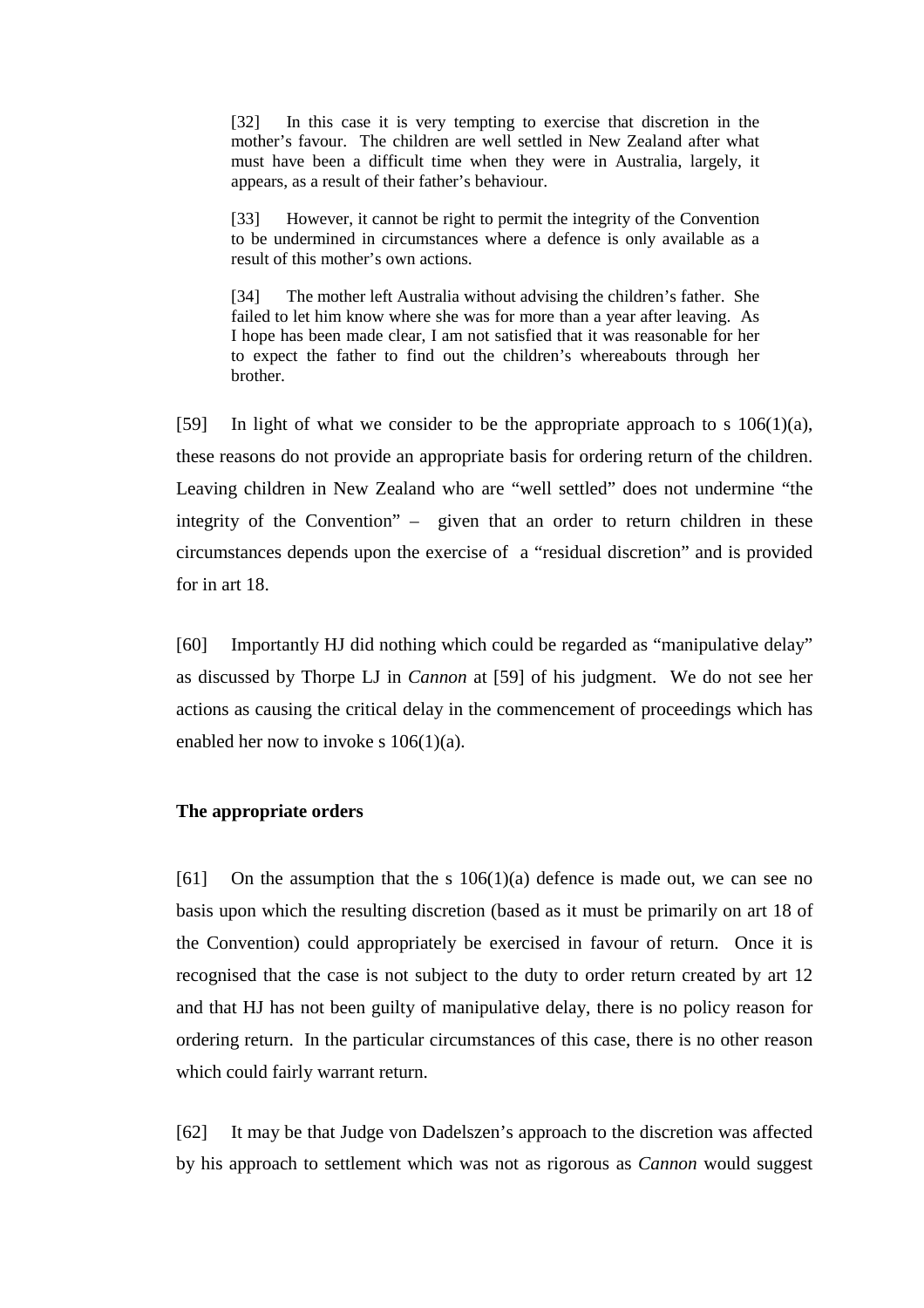> [32] In this case it is very tempting to exercise that discretion in the mother's favour. The children are well settled in New Zealand after what must have been a difficult time when they were in Australia, largely, it appears, as a result of their father's behaviour.
>
> [33] However, it cannot be right to permit the integrity of the Convention to be undermined in circumstances where a defence is only available as a result of this mother's own actions.
>
> [34] The mother left Australia without advising the children's father. She failed to let him know where she was for more than a year after leaving. As I hope has been made clear, I am not satisfied that it was reasonable for her to expect the father to find out the children's whereabouts through her brother.

[59] In light of what we consider to be the appropriate approach to s 106(1)(a), these reasons do not provide an appropriate basis for ordering return of the children. Leaving children in New Zealand who are "well settled" does not undermine "the integrity of the Convention" – given that an order to return children in these circumstances depends upon the exercise of a "residual discretion" and is provided for in art 18.

[60] Importantly HJ did nothing which could be regarded as "manipulative delay" as discussed by Thorpe LJ in *Cannon* at [59] of his judgment. We do not see her actions as causing the critical delay in the commencement of proceedings which has enabled her now to invoke s 106(1)(a).

**The appropriate orders**

[61] On the assumption that the s 106(1)(a) defence is made out, we can see no basis upon which the resulting discretion (based as it must be primarily on art 18 of the Convention) could appropriately be exercised in favour of return. Once it is recognised that the case is not subject to the duty to order return created by art 12 and that HJ has not been guilty of manipulative delay, there is no policy reason for ordering return. In the particular circumstances of this case, there is no other reason which could fairly warrant return.

[62] It may be that Judge von Dadelszen's approach to the discretion was affected by his approach to settlement which was not as rigorous as *Cannon* would suggest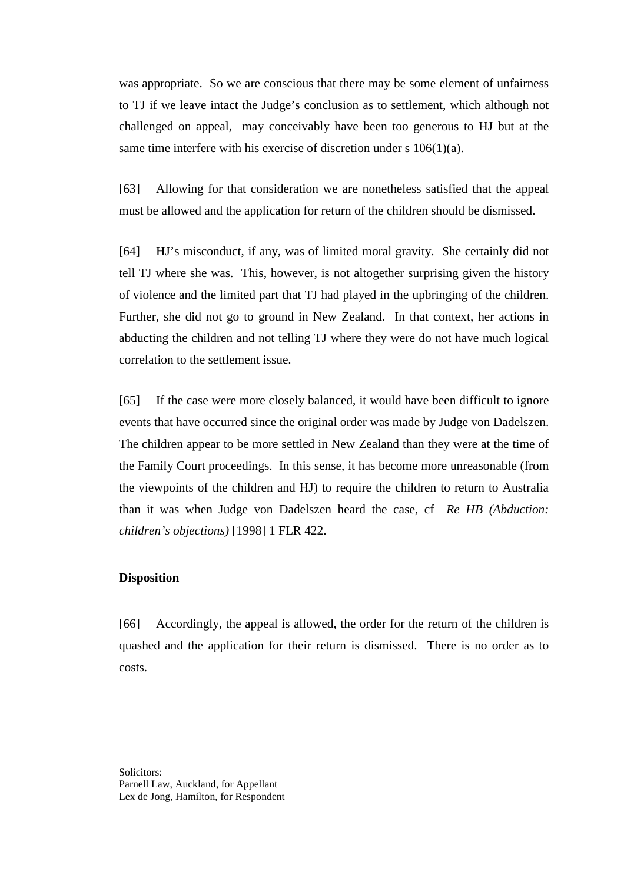was appropriate. So we are conscious that there may be some element of unfairness to TJ if we leave intact the Judge's conclusion as to settlement, which although not challenged on appeal, may conceivably have been too generous to HJ but at the same time interfere with his exercise of discretion under s 106(1)(a).

[63] Allowing for that consideration we are nonetheless satisfied that the appeal must be allowed and the application for return of the children should be dismissed.

[64] HJ's misconduct, if any, was of limited moral gravity. She certainly did not tell TJ where she was. This, however, is not altogether surprising given the history of violence and the limited part that TJ had played in the upbringing of the children. Further, she did not go to ground in New Zealand. In that context, her actions in abducting the children and not telling TJ where they were do not have much logical correlation to the settlement issue.

[65] If the case were more closely balanced, it would have been difficult to ignore events that have occurred since the original order was made by Judge von Dadelszen. The children appear to be more settled in New Zealand than they were at the time of the Family Court proceedings. In this sense, it has become more unreasonable (from the viewpoints of the children and HJ) to require the children to return to Australia than it was when Judge von Dadelszen heard the case, cf *Re HB (Abduction: children's objections)* [1998] 1 FLR 422.

**Disposition**

[66] Accordingly, the appeal is allowed, the order for the return of the children is quashed and the application for their return is dismissed. There is no order as to costs.

Solicitors:
Parnell Law, Auckland, for Appellant
Lex de Jong, Hamilton, for Respondent